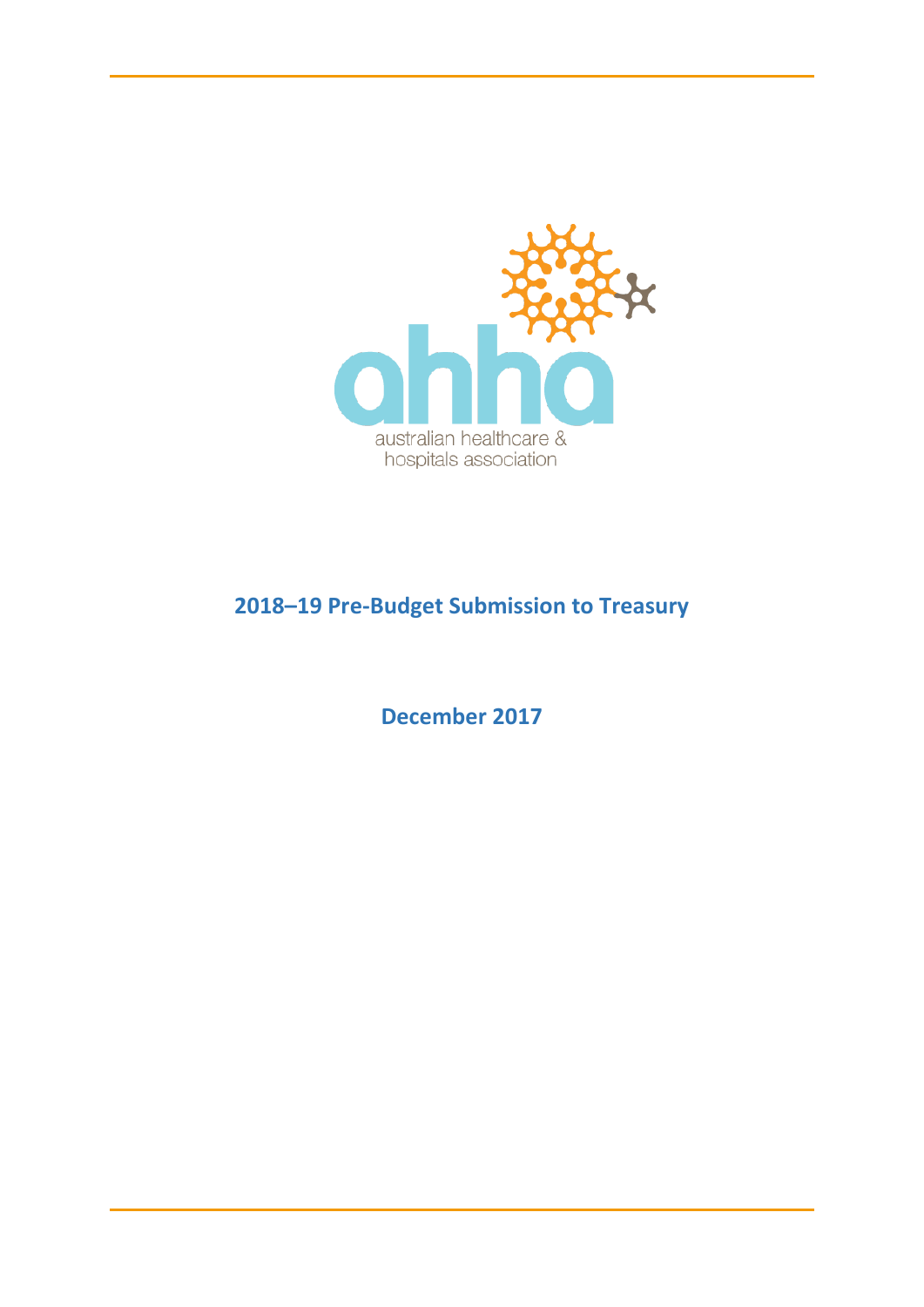australian healthcare & hospitals association

# 2018–19 Pre-Budget Submission to Treasury

**December 2017**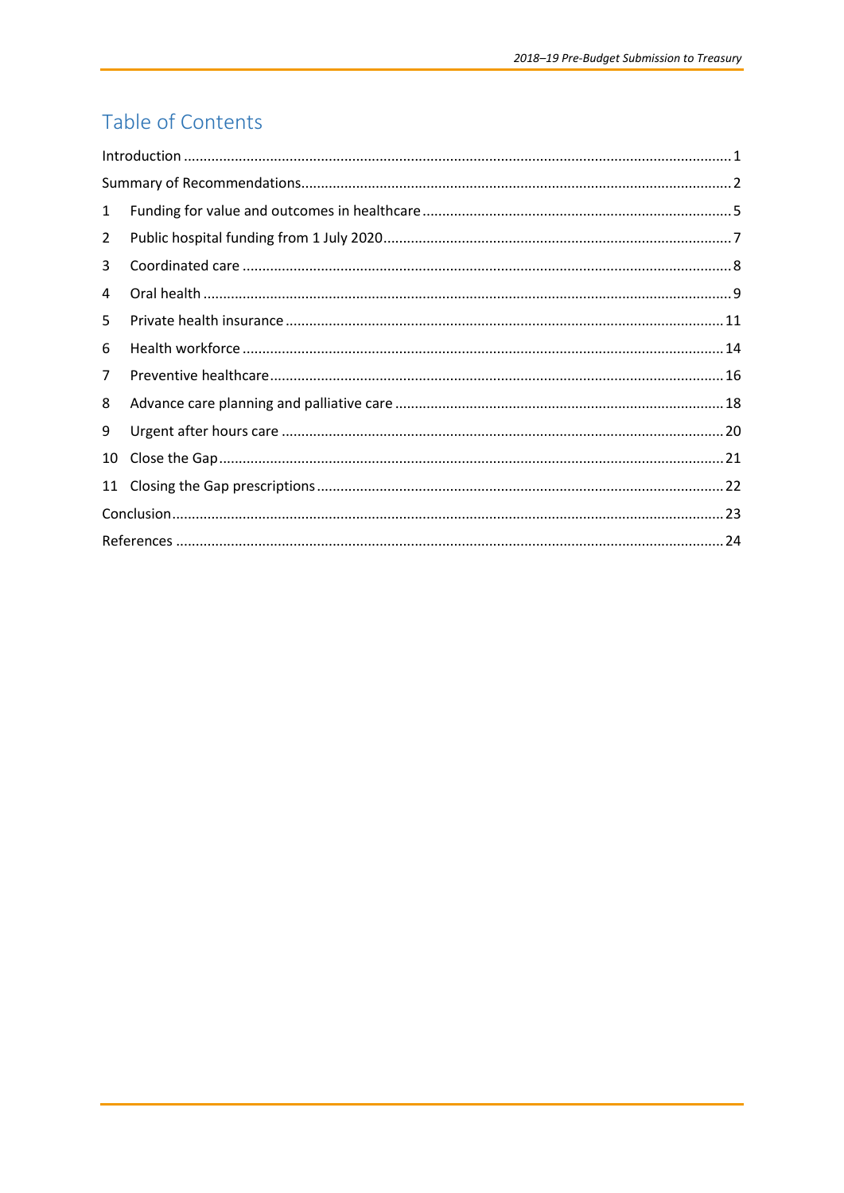# Table of Contents

Introduction ........................................................................................................................ 1

Summary of Recommendations............................................................................................. 2

1 Funding for value and outcomes in healthcare ................................................................ 5

2 Public hospital funding from 1 July 2020......................................................................... 7

3 Coordinated care ............................................................................................................ 8

4 Oral health ..................................................................................................................... 9

5 Private health insurance ................................................................................................ 11

6 Health workforce ........................................................................................................... 14

7 Preventive healthcare .................................................................................................... 16

8 Advance care planning and palliative care ..................................................................... 18

9 Urgent after hours care ................................................................................................. 20

10 Close the Gap ............................................................................................................... 21

11 Closing the Gap prescriptions ....................................................................................... 22

Conclusion ........................................................................................................................... 23

References ........................................................................................................................... 24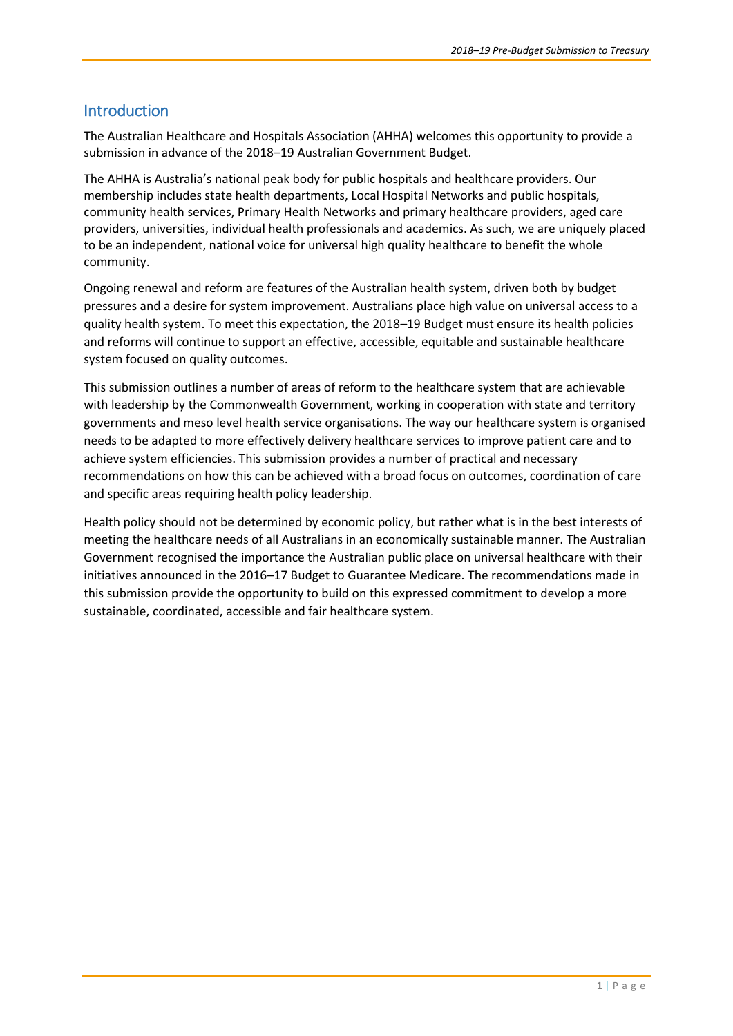## Introduction

The Australian Healthcare and Hospitals Association (AHHA) welcomes this opportunity to provide a submission in advance of the 2018–19 Australian Government Budget.

The AHHA is Australia's national peak body for public hospitals and healthcare providers. Our membership includes state health departments, Local Hospital Networks and public hospitals, community health services, Primary Health Networks and primary healthcare providers, aged care providers, universities, individual health professionals and academics. As such, we are uniquely placed to be an independent, national voice for universal high quality healthcare to benefit the whole community.

Ongoing renewal and reform are features of the Australian health system, driven both by budget pressures and a desire for system improvement. Australians place high value on universal access to a quality health system. To meet this expectation, the 2018–19 Budget must ensure its health policies and reforms will continue to support an effective, accessible, equitable and sustainable healthcare system focused on quality outcomes.

This submission outlines a number of areas of reform to the healthcare system that are achievable with leadership by the Commonwealth Government, working in cooperation with state and territory governments and meso level health service organisations. The way our healthcare system is organised needs to be adapted to more effectively delivery healthcare services to improve patient care and to achieve system efficiencies. This submission provides a number of practical and necessary recommendations on how this can be achieved with a broad focus on outcomes, coordination of care and specific areas requiring health policy leadership.

Health policy should not be determined by economic policy, but rather what is in the best interests of meeting the healthcare needs of all Australians in an economically sustainable manner. The Australian Government recognised the importance the Australian public place on universal healthcare with their initiatives announced in the 2016–17 Budget to Guarantee Medicare. The recommendations made in this submission provide the opportunity to build on this expressed commitment to develop a more sustainable, coordinated, accessible and fair healthcare system.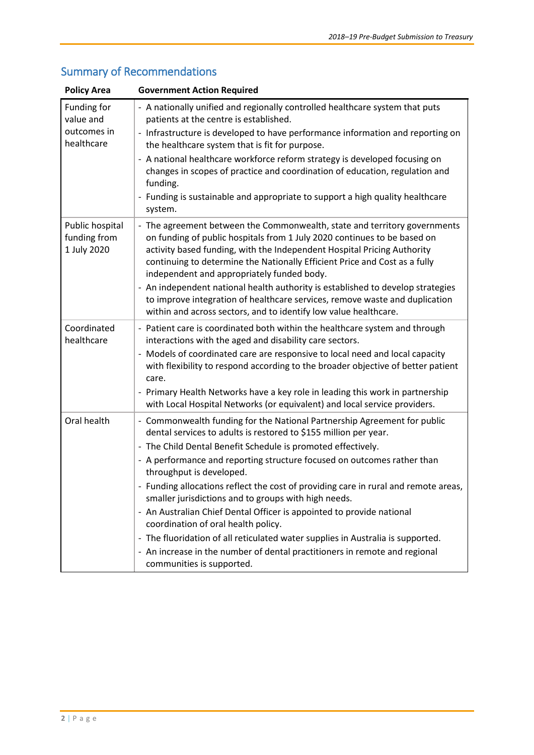## Summary of Recommendations

| Policy Area | Government Action Required |
| --- | --- |
| Funding for value and outcomes in healthcare | - A nationally unified and regionally controlled healthcare system that puts patients at the centre is established.<br>- Infrastructure is developed to have performance information and reporting on the healthcare system that is fit for purpose.<br>- A national healthcare workforce reform strategy is developed focusing on changes in scopes of practice and coordination of education, regulation and funding.<br>- Funding is sustainable and appropriate to support a high quality healthcare system. |
| Public hospital funding from 1 July 2020 | - The agreement between the Commonwealth, state and territory governments on funding of public hospitals from 1 July 2020 continues to be based on activity based funding, with the Independent Hospital Pricing Authority continuing to determine the Nationally Efficient Price and Cost as a fully independent and appropriately funded body.<br>- An independent national health authority is established to develop strategies to improve integration of healthcare services, remove waste and duplication within and across sectors, and to identify low value healthcare. |
| Coordinated healthcare | - Patient care is coordinated both within the healthcare system and through interactions with the aged and disability care sectors.<br>- Models of coordinated care are responsive to local need and local capacity with flexibility to respond according to the broader objective of better patient care.<br>- Primary Health Networks have a key role in leading this work in partnership with Local Hospital Networks (or equivalent) and local service providers. |
| Oral health | - Commonwealth funding for the National Partnership Agreement for public dental services to adults is restored to $155 million per year.<br>- The Child Dental Benefit Schedule is promoted effectively.<br>- A performance and reporting structure focused on outcomes rather than throughput is developed.<br>- Funding allocations reflect the cost of providing care in rural and remote areas, smaller jurisdictions and to groups with high needs.<br>- An Australian Chief Dental Officer is appointed to provide national coordination of oral health policy.<br>- The fluoridation of all reticulated water supplies in Australia is supported.<br>- An increase in the number of dental practitioners in remote and regional communities is supported. |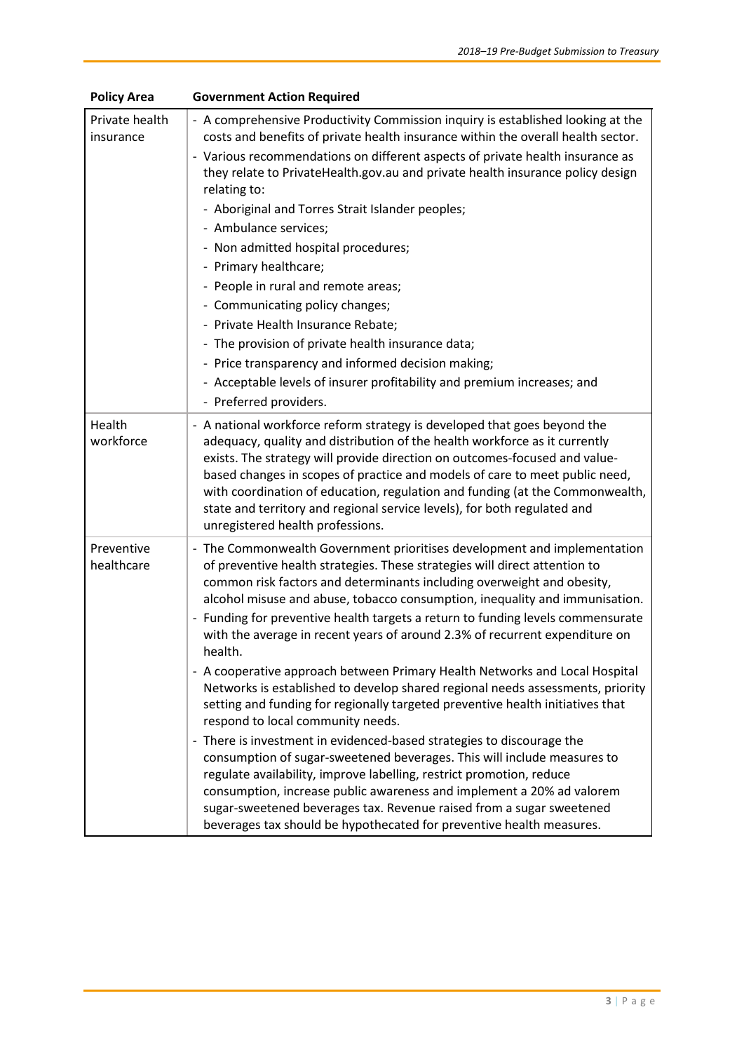| Policy Area | Government Action Required |
|---|---|
| Private health insurance | - A comprehensive Productivity Commission inquiry is established looking at the costs and benefits of private health insurance within the overall health sector.<br>- Various recommendations on different aspects of private health insurance as they relate to PrivateHealth.gov.au and private health insurance policy design relating to:<br>  - Aboriginal and Torres Strait Islander peoples;<br>  - Ambulance services;<br>  - Non admitted hospital procedures;<br>  - Primary healthcare;<br>  - People in rural and remote areas;<br>  - Communicating policy changes;<br>  - Private Health Insurance Rebate;<br>  - The provision of private health insurance data;<br>  - Price transparency and informed decision making;<br>  - Acceptable levels of insurer profitability and premium increases; and<br>  - Preferred providers. |
| Health workforce | - A national workforce reform strategy is developed that goes beyond the adequacy, quality and distribution of the health workforce as it currently exists. The strategy will provide direction on outcomes-focused and value-based changes in scopes of practice and models of care to meet public need, with coordination of education, regulation and funding (at the Commonwealth, state and territory and regional service levels), for both regulated and unregistered health professions. |
| Preventive healthcare | - The Commonwealth Government prioritises development and implementation of preventive health strategies. These strategies will direct attention to common risk factors and determinants including overweight and obesity, alcohol misuse and abuse, tobacco consumption, inequality and immunisation.<br>- Funding for preventive health targets a return to funding levels commensurate with the average in recent years of around 2.3% of recurrent expenditure on health.<br>- A cooperative approach between Primary Health Networks and Local Hospital Networks is established to develop shared regional needs assessments, priority setting and funding for regionally targeted preventive health initiatives that respond to local community needs.<br>- There is investment in evidenced-based strategies to discourage the consumption of sugar-sweetened beverages. This will include measures to regulate availability, improve labelling, restrict promotion, reduce consumption, increase public awareness and implement a 20% ad valorem sugar-sweetened beverages tax. Revenue raised from a sugar sweetened beverages tax should be hypothecated for preventive health measures. |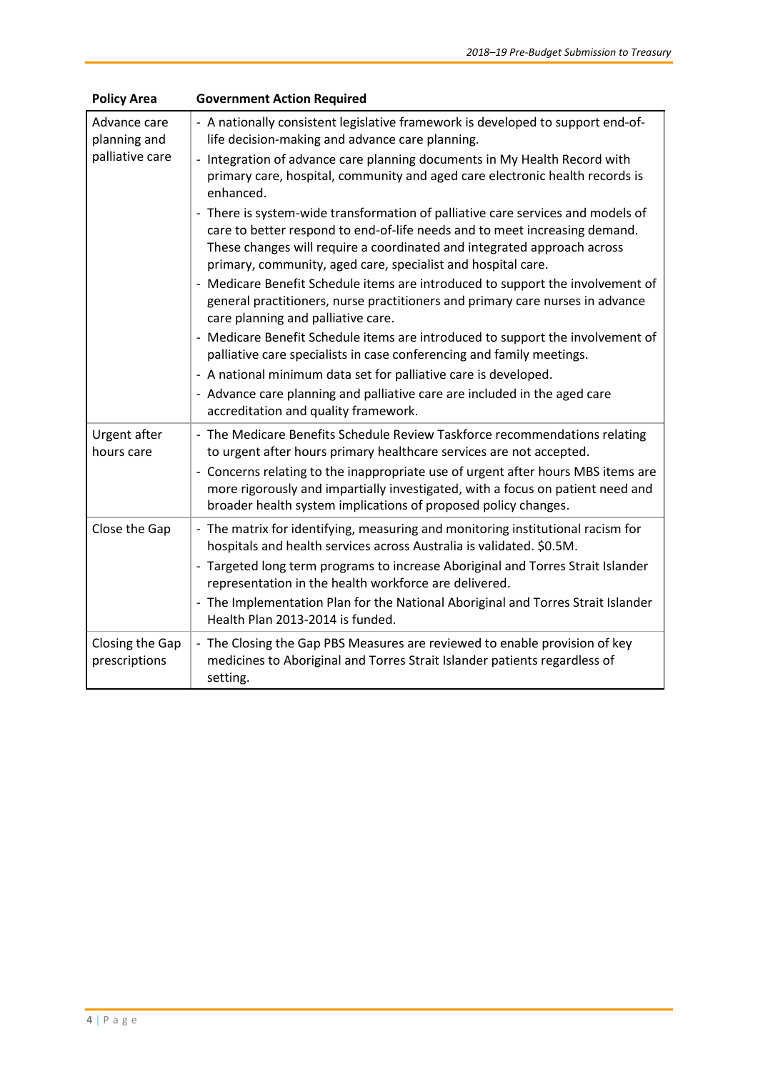| Policy Area | Government Action Required |
| --- | --- |
| Advance care planning and palliative care | - A nationally consistent legislative framework is developed to support end-of-life decision-making and advance care planning.<br>- Integration of advance care planning documents in My Health Record with primary care, hospital, community and aged care electronic health records is enhanced.<br>- There is system-wide transformation of palliative care services and models of care to better respond to end-of-life needs and to meet increasing demand. These changes will require a coordinated and integrated approach across primary, community, aged care, specialist and hospital care.<br>- Medicare Benefit Schedule items are introduced to support the involvement of general practitioners, nurse practitioners and primary care nurses in advance care planning and palliative care.<br>- Medicare Benefit Schedule items are introduced to support the involvement of palliative care specialists in case conferencing and family meetings.<br>- A national minimum data set for palliative care is developed.<br>- Advance care planning and palliative care are included in the aged care accreditation and quality framework. |
| Urgent after hours care | - The Medicare Benefits Schedule Review Taskforce recommendations relating to urgent after hours primary healthcare services are not accepted.<br>- Concerns relating to the inappropriate use of urgent after hours MBS items are more rigorously and impartially investigated, with a focus on patient need and broader health system implications of proposed policy changes. |
| Close the Gap | - The matrix for identifying, measuring and monitoring institutional racism for hospitals and health services across Australia is validated. $0.5M.<br>- Targeted long term programs to increase Aboriginal and Torres Strait Islander representation in the health workforce are delivered.<br>- The Implementation Plan for the National Aboriginal and Torres Strait Islander Health Plan 2013-2014 is funded. |
| Closing the Gap prescriptions | - The Closing the Gap PBS Measures are reviewed to enable provision of key medicines to Aboriginal and Torres Strait Islander patients regardless of setting. |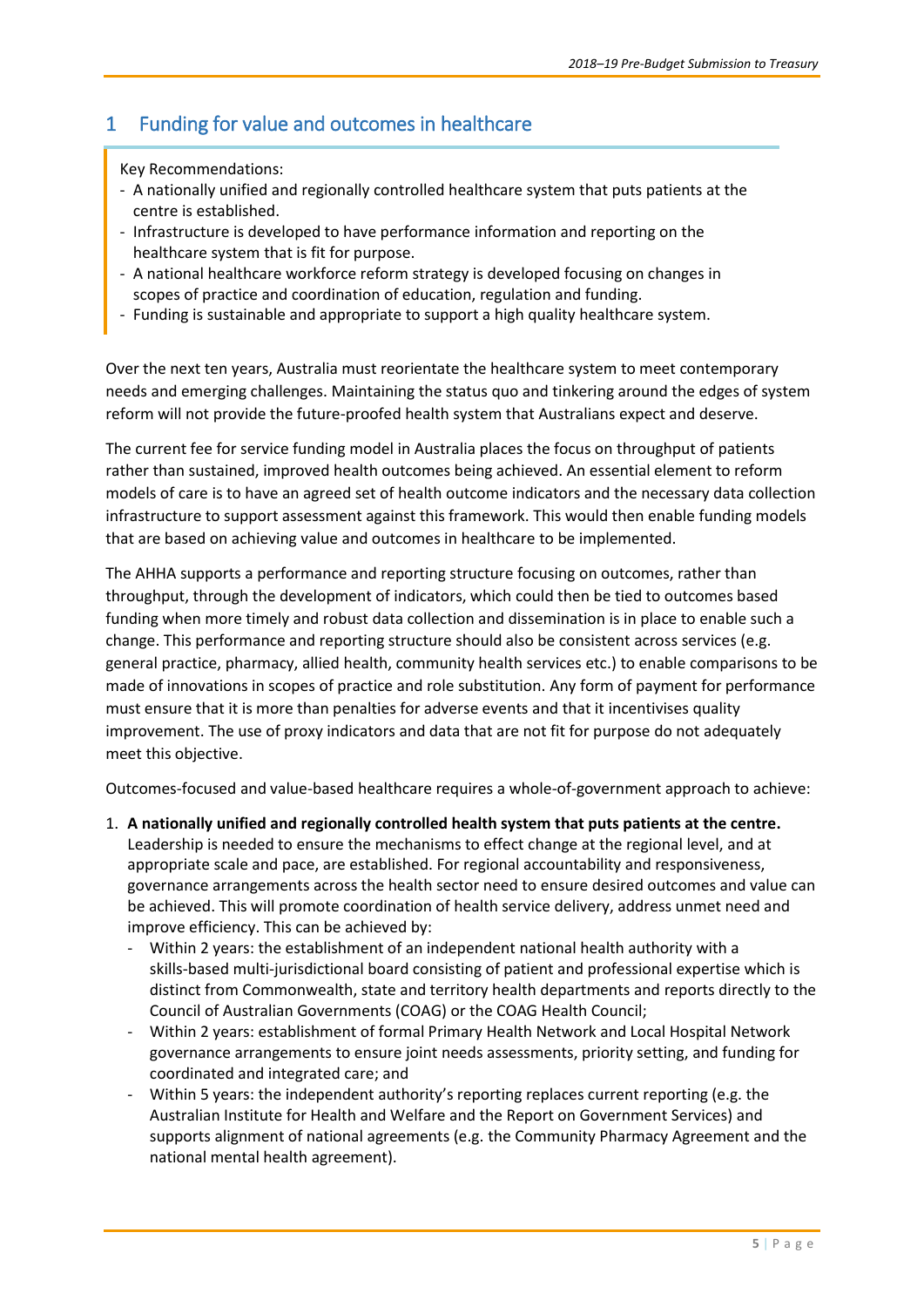# 1 Funding for value and outcomes in healthcare

Key Recommendations:

- A nationally unified and regionally controlled healthcare system that puts patients at the centre is established.
- Infrastructure is developed to have performance information and reporting on the healthcare system that is fit for purpose.
- A national healthcare workforce reform strategy is developed focusing on changes in scopes of practice and coordination of education, regulation and funding.
- Funding is sustainable and appropriate to support a high quality healthcare system.

Over the next ten years, Australia must reorientate the healthcare system to meet contemporary needs and emerging challenges. Maintaining the status quo and tinkering around the edges of system reform will not provide the future-proofed health system that Australians expect and deserve.

The current fee for service funding model in Australia places the focus on throughput of patients rather than sustained, improved health outcomes being achieved. An essential element to reform models of care is to have an agreed set of health outcome indicators and the necessary data collection infrastructure to support assessment against this framework. This would then enable funding models that are based on achieving value and outcomes in healthcare to be implemented.

The AHHA supports a performance and reporting structure focusing on outcomes, rather than throughput, through the development of indicators, which could then be tied to outcomes based funding when more timely and robust data collection and dissemination is in place to enable such a change. This performance and reporting structure should also be consistent across services (e.g. general practice, pharmacy, allied health, community health services etc.) to enable comparisons to be made of innovations in scopes of practice and role substitution. Any form of payment for performance must ensure that it is more than penalties for adverse events and that it incentivises quality improvement. The use of proxy indicators and data that are not fit for purpose do not adequately meet this objective.

Outcomes-focused and value-based healthcare requires a whole-of-government approach to achieve:

1. **A nationally unified and regionally controlled health system that puts patients at the centre.** Leadership is needed to ensure the mechanisms to effect change at the regional level, and at appropriate scale and pace, are established. For regional accountability and responsiveness, governance arrangements across the health sector need to ensure desired outcomes and value can be achieved. This will promote coordination of health service delivery, address unmet need and improve efficiency. This can be achieved by:
   - Within 2 years: the establishment of an independent national health authority with a skills-based multi-jurisdictional board consisting of patient and professional expertise which is distinct from Commonwealth, state and territory health departments and reports directly to the Council of Australian Governments (COAG) or the COAG Health Council;
   - Within 2 years: establishment of formal Primary Health Network and Local Hospital Network governance arrangements to ensure joint needs assessments, priority setting, and funding for coordinated and integrated care; and
   - Within 5 years: the independent authority's reporting replaces current reporting (e.g. the Australian Institute for Health and Welfare and the Report on Government Services) and supports alignment of national agreements (e.g. the Community Pharmacy Agreement and the national mental health agreement).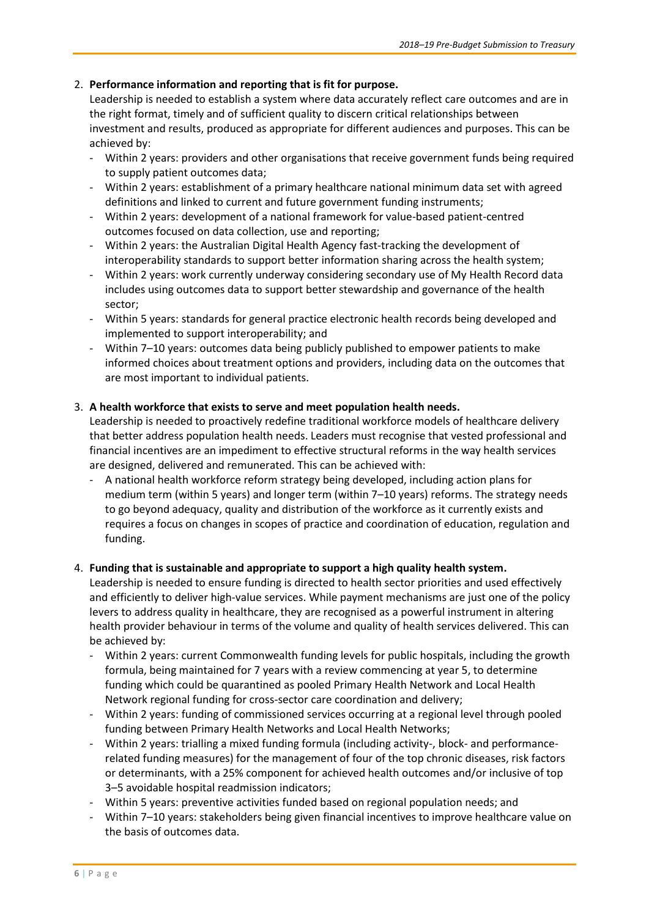2. **Performance information and reporting that is fit for purpose.**
   Leadership is needed to establish a system where data accurately reflect care outcomes and are in the right format, timely and of sufficient quality to discern critical relationships between investment and results, produced as appropriate for different audiences and purposes. This can be achieved by:
   - Within 2 years: providers and other organisations that receive government funds being required to supply patient outcomes data;
   - Within 2 years: establishment of a primary healthcare national minimum data set with agreed definitions and linked to current and future government funding instruments;
   - Within 2 years: development of a national framework for value-based patient-centred outcomes focused on data collection, use and reporting;
   - Within 2 years: the Australian Digital Health Agency fast-tracking the development of interoperability standards to support better information sharing across the health system;
   - Within 2 years: work currently underway considering secondary use of My Health Record data includes using outcomes data to support better stewardship and governance of the health sector;
   - Within 5 years: standards for general practice electronic health records being developed and implemented to support interoperability; and
   - Within 7–10 years: outcomes data being publicly published to empower patients to make informed choices about treatment options and providers, including data on the outcomes that are most important to individual patients.

3. **A health workforce that exists to serve and meet population health needs.**
   Leadership is needed to proactively redefine traditional workforce models of healthcare delivery that better address population health needs. Leaders must recognise that vested professional and financial incentives are an impediment to effective structural reforms in the way health services are designed, delivered and remunerated. This can be achieved with:
   - A national health workforce reform strategy being developed, including action plans for medium term (within 5 years) and longer term (within 7–10 years) reforms. The strategy needs to go beyond adequacy, quality and distribution of the workforce as it currently exists and requires a focus on changes in scopes of practice and coordination of education, regulation and funding.

4. **Funding that is sustainable and appropriate to support a high quality health system.**
   Leadership is needed to ensure funding is directed to health sector priorities and used effectively and efficiently to deliver high-value services. While payment mechanisms are just one of the policy levers to address quality in healthcare, they are recognised as a powerful instrument in altering health provider behaviour in terms of the volume and quality of health services delivered. This can be achieved by:
   - Within 2 years: current Commonwealth funding levels for public hospitals, including the growth formula, being maintained for 7 years with a review commencing at year 5, to determine funding which could be quarantined as pooled Primary Health Network and Local Health Network regional funding for cross-sector care coordination and delivery;
   - Within 2 years: funding of commissioned services occurring at a regional level through pooled funding between Primary Health Networks and Local Health Networks;
   - Within 2 years: trialling a mixed funding formula (including activity-, block- and performance-related funding measures) for the management of four of the top chronic diseases, risk factors or determinants, with a 25% component for achieved health outcomes and/or inclusive of top 3–5 avoidable hospital readmission indicators;
   - Within 5 years: preventive activities funded based on regional population needs; and
   - Within 7–10 years: stakeholders being given financial incentives to improve healthcare value on the basis of outcomes data.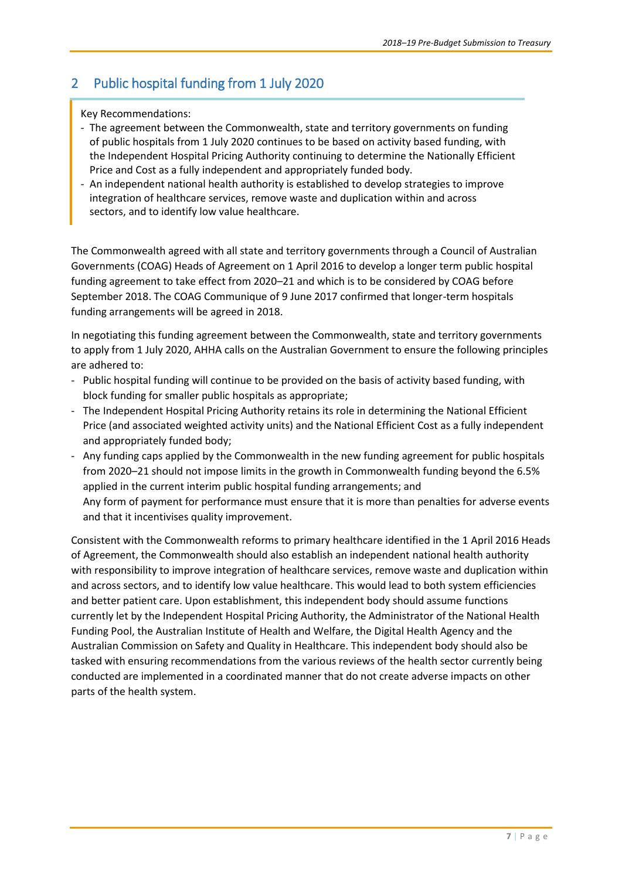## 2 Public hospital funding from 1 July 2020

Key Recommendations:

- The agreement between the Commonwealth, state and territory governments on funding of public hospitals from 1 July 2020 continues to be based on activity based funding, with the Independent Hospital Pricing Authority continuing to determine the Nationally Efficient Price and Cost as a fully independent and appropriately funded body.
- An independent national health authority is established to develop strategies to improve integration of healthcare services, remove waste and duplication within and across sectors, and to identify low value healthcare.

The Commonwealth agreed with all state and territory governments through a Council of Australian Governments (COAG) Heads of Agreement on 1 April 2016 to develop a longer term public hospital funding agreement to take effect from 2020–21 and which is to be considered by COAG before September 2018. The COAG Communique of 9 June 2017 confirmed that longer-term hospitals funding arrangements will be agreed in 2018.

In negotiating this funding agreement between the Commonwealth, state and territory governments to apply from 1 July 2020, AHHA calls on the Australian Government to ensure the following principles are adhered to:

- Public hospital funding will continue to be provided on the basis of activity based funding, with block funding for smaller public hospitals as appropriate;
- The Independent Hospital Pricing Authority retains its role in determining the National Efficient Price (and associated weighted activity units) and the National Efficient Cost as a fully independent and appropriately funded body;
- Any funding caps applied by the Commonwealth in the new funding agreement for public hospitals from 2020–21 should not impose limits in the growth in Commonwealth funding beyond the 6.5% applied in the current interim public hospital funding arrangements; and
- Any form of payment for performance must ensure that it is more than penalties for adverse events and that it incentivises quality improvement.

Consistent with the Commonwealth reforms to primary healthcare identified in the 1 April 2016 Heads of Agreement, the Commonwealth should also establish an independent national health authority with responsibility to improve integration of healthcare services, remove waste and duplication within and across sectors, and to identify low value healthcare. This would lead to both system efficiencies and better patient care. Upon establishment, this independent body should assume functions currently let by the Independent Hospital Pricing Authority, the Administrator of the National Health Funding Pool, the Australian Institute of Health and Welfare, the Digital Health Agency and the Australian Commission on Safety and Quality in Healthcare. This independent body should also be tasked with ensuring recommendations from the various reviews of the health sector currently being conducted are implemented in a coordinated manner that do not create adverse impacts on other parts of the health system.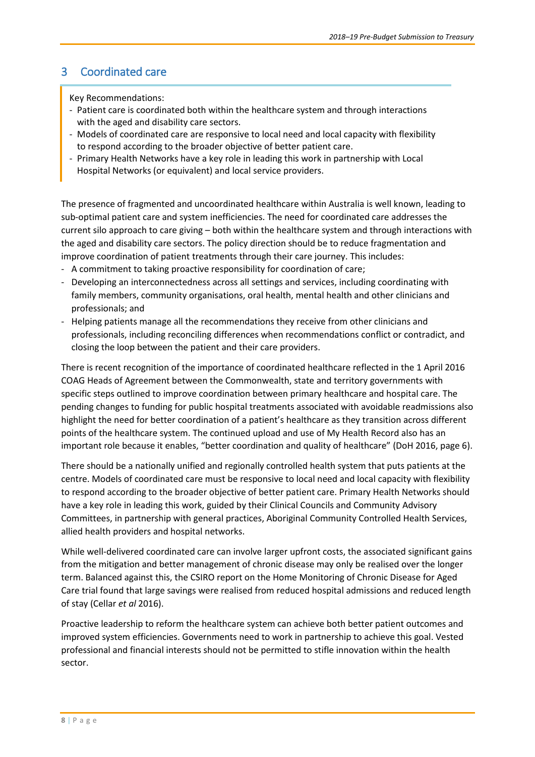## 3 Coordinated care

Key Recommendations:

- Patient care is coordinated both within the healthcare system and through interactions with the aged and disability care sectors.
- Models of coordinated care are responsive to local need and local capacity with flexibility to respond according to the broader objective of better patient care.
- Primary Health Networks have a key role in leading this work in partnership with Local Hospital Networks (or equivalent) and local service providers.

The presence of fragmented and uncoordinated healthcare within Australia is well known, leading to sub-optimal patient care and system inefficiencies. The need for coordinated care addresses the current silo approach to care giving – both within the healthcare system and through interactions with the aged and disability care sectors. The policy direction should be to reduce fragmentation and improve coordination of patient treatments through their care journey. This includes:

- A commitment to taking proactive responsibility for coordination of care;
- Developing an interconnectedness across all settings and services, including coordinating with family members, community organisations, oral health, mental health and other clinicians and professionals; and
- Helping patients manage all the recommendations they receive from other clinicians and professionals, including reconciling differences when recommendations conflict or contradict, and closing the loop between the patient and their care providers.

There is recent recognition of the importance of coordinated healthcare reflected in the 1 April 2016 COAG Heads of Agreement between the Commonwealth, state and territory governments with specific steps outlined to improve coordination between primary healthcare and hospital care. The pending changes to funding for public hospital treatments associated with avoidable readmissions also highlight the need for better coordination of a patient's healthcare as they transition across different points of the healthcare system. The continued upload and use of My Health Record also has an important role because it enables, "better coordination and quality of healthcare" (DoH 2016, page 6).

There should be a nationally unified and regionally controlled health system that puts patients at the centre. Models of coordinated care must be responsive to local need and local capacity with flexibility to respond according to the broader objective of better patient care. Primary Health Networks should have a key role in leading this work, guided by their Clinical Councils and Community Advisory Committees, in partnership with general practices, Aboriginal Community Controlled Health Services, allied health providers and hospital networks.

While well-delivered coordinated care can involve larger upfront costs, the associated significant gains from the mitigation and better management of chronic disease may only be realised over the longer term. Balanced against this, the CSIRO report on the Home Monitoring of Chronic Disease for Aged Care trial found that large savings were realised from reduced hospital admissions and reduced length of stay (Cellar *et al* 2016).

Proactive leadership to reform the healthcare system can achieve both better patient outcomes and improved system efficiencies. Governments need to work in partnership to achieve this goal. Vested professional and financial interests should not be permitted to stifle innovation within the health sector.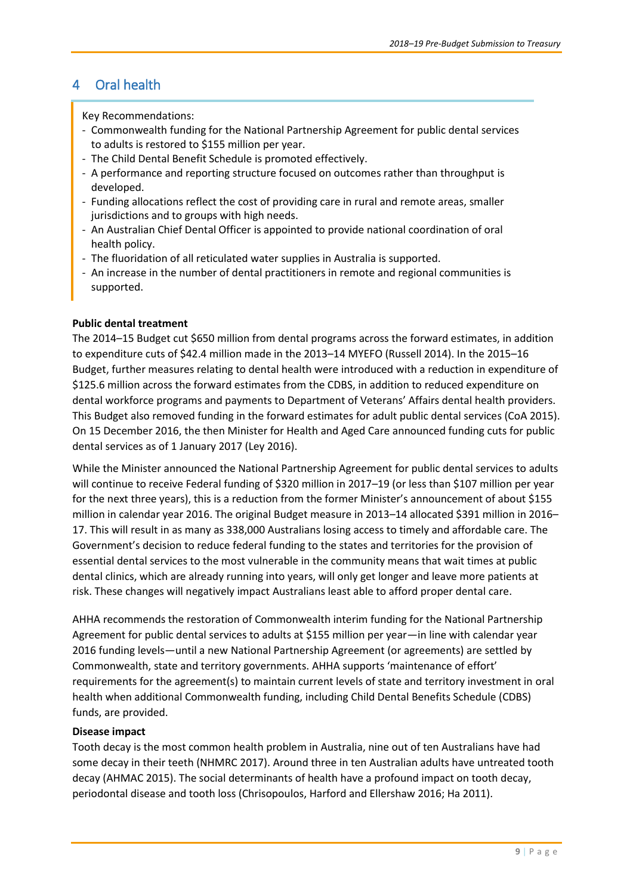# 4 Oral health

Key Recommendations:

- Commonwealth funding for the National Partnership Agreement for public dental services to adults is restored to $155 million per year.
- The Child Dental Benefit Schedule is promoted effectively.
- A performance and reporting structure focused on outcomes rather than throughput is developed.
- Funding allocations reflect the cost of providing care in rural and remote areas, smaller jurisdictions and to groups with high needs.
- An Australian Chief Dental Officer is appointed to provide national coordination of oral health policy.
- The fluoridation of all reticulated water supplies in Australia is supported.
- An increase in the number of dental practitioners in remote and regional communities is supported.

**Public dental treatment**

The 2014–15 Budget cut $650 million from dental programs across the forward estimates, in addition to expenditure cuts of $42.4 million made in the 2013–14 MYEFO (Russell 2014). In the 2015–16 Budget, further measures relating to dental health were introduced with a reduction in expenditure of $125.6 million across the forward estimates from the CDBS, in addition to reduced expenditure on dental workforce programs and payments to Department of Veterans' Affairs dental health providers. This Budget also removed funding in the forward estimates for adult public dental services (CoA 2015). On 15 December 2016, the then Minister for Health and Aged Care announced funding cuts for public dental services as of 1 January 2017 (Ley 2016).

While the Minister announced the National Partnership Agreement for public dental services to adults will continue to receive Federal funding of $320 million in 2017–19 (or less than $107 million per year for the next three years), this is a reduction from the former Minister's announcement of about $155 million in calendar year 2016. The original Budget measure in 2013–14 allocated $391 million in 2016–17. This will result in as many as 338,000 Australians losing access to timely and affordable care. The Government's decision to reduce federal funding to the states and territories for the provision of essential dental services to the most vulnerable in the community means that wait times at public dental clinics, which are already running into years, will only get longer and leave more patients at risk. These changes will negatively impact Australians least able to afford proper dental care.

AHHA recommends the restoration of Commonwealth interim funding for the National Partnership Agreement for public dental services to adults at $155 million per year—in line with calendar year 2016 funding levels—until a new National Partnership Agreement (or agreements) are settled by Commonwealth, state and territory governments. AHHA supports 'maintenance of effort' requirements for the agreement(s) to maintain current levels of state and territory investment in oral health when additional Commonwealth funding, including Child Dental Benefits Schedule (CDBS) funds, are provided.

**Disease impact**

Tooth decay is the most common health problem in Australia, nine out of ten Australians have had some decay in their teeth (NHMRC 2017). Around three in ten Australian adults have untreated tooth decay (AHMAC 2015). The social determinants of health have a profound impact on tooth decay, periodontal disease and tooth loss (Chrisopoulos, Harford and Ellershaw 2016; Ha 2011).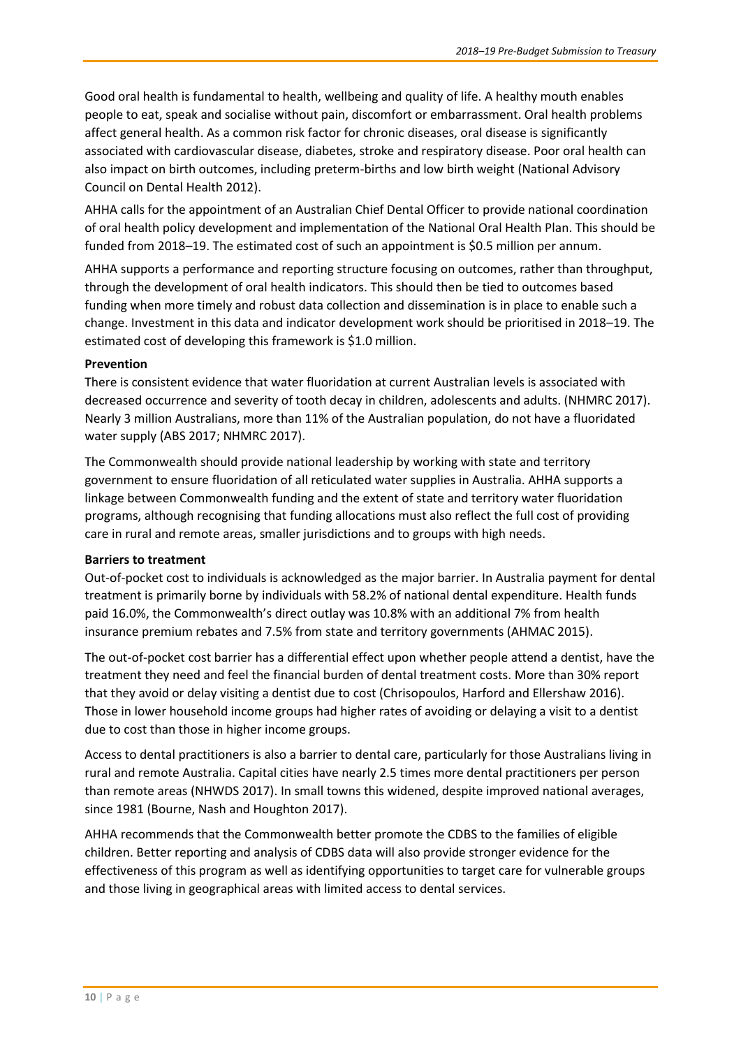Good oral health is fundamental to health, wellbeing and quality of life. A healthy mouth enables people to eat, speak and socialise without pain, discomfort or embarrassment. Oral health problems affect general health. As a common risk factor for chronic diseases, oral disease is significantly associated with cardiovascular disease, diabetes, stroke and respiratory disease. Poor oral health can also impact on birth outcomes, including preterm-births and low birth weight (National Advisory Council on Dental Health 2012).

AHHA calls for the appointment of an Australian Chief Dental Officer to provide national coordination of oral health policy development and implementation of the National Oral Health Plan. This should be funded from 2018–19. The estimated cost of such an appointment is $0.5 million per annum.

AHHA supports a performance and reporting structure focusing on outcomes, rather than throughput, through the development of oral health indicators. This should then be tied to outcomes based funding when more timely and robust data collection and dissemination is in place to enable such a change. Investment in this data and indicator development work should be prioritised in 2018–19. The estimated cost of developing this framework is $1.0 million.

**Prevention**

There is consistent evidence that water fluoridation at current Australian levels is associated with decreased occurrence and severity of tooth decay in children, adolescents and adults. (NHMRC 2017). Nearly 3 million Australians, more than 11% of the Australian population, do not have a fluoridated water supply (ABS 2017; NHMRC 2017).

The Commonwealth should provide national leadership by working with state and territory government to ensure fluoridation of all reticulated water supplies in Australia. AHHA supports a linkage between Commonwealth funding and the extent of state and territory water fluoridation programs, although recognising that funding allocations must also reflect the full cost of providing care in rural and remote areas, smaller jurisdictions and to groups with high needs.

**Barriers to treatment**

Out-of-pocket cost to individuals is acknowledged as the major barrier. In Australia payment for dental treatment is primarily borne by individuals with 58.2% of national dental expenditure. Health funds paid 16.0%, the Commonwealth's direct outlay was 10.8% with an additional 7% from health insurance premium rebates and 7.5% from state and territory governments (AHMAC 2015).

The out-of-pocket cost barrier has a differential effect upon whether people attend a dentist, have the treatment they need and feel the financial burden of dental treatment costs. More than 30% report that they avoid or delay visiting a dentist due to cost (Chrisopoulos, Harford and Ellershaw 2016). Those in lower household income groups had higher rates of avoiding or delaying a visit to a dentist due to cost than those in higher income groups.

Access to dental practitioners is also a barrier to dental care, particularly for those Australians living in rural and remote Australia. Capital cities have nearly 2.5 times more dental practitioners per person than remote areas (NHWDS 2017). In small towns this widened, despite improved national averages, since 1981 (Bourne, Nash and Houghton 2017).

AHHA recommends that the Commonwealth better promote the CDBS to the families of eligible children. Better reporting and analysis of CDBS data will also provide stronger evidence for the effectiveness of this program as well as identifying opportunities to target care for vulnerable groups and those living in geographical areas with limited access to dental services.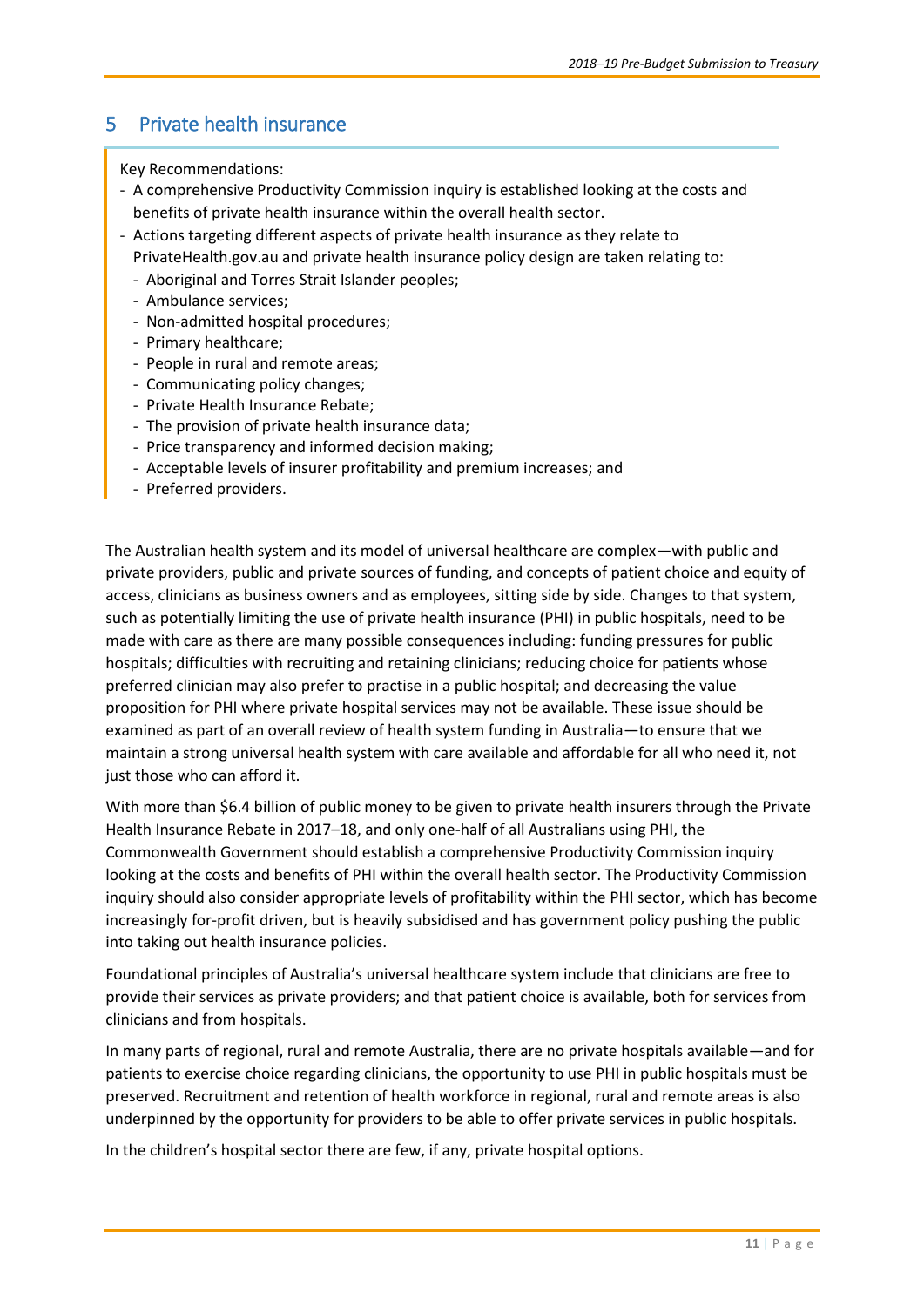## 5 Private health insurance

Key Recommendations:

- A comprehensive Productivity Commission inquiry is established looking at the costs and benefits of private health insurance within the overall health sector.
- Actions targeting different aspects of private health insurance as they relate to PrivateHealth.gov.au and private health insurance policy design are taken relating to:
  - Aboriginal and Torres Strait Islander peoples;
  - Ambulance services;
  - Non-admitted hospital procedures;
  - Primary healthcare;
  - People in rural and remote areas;
  - Communicating policy changes;
  - Private Health Insurance Rebate;
  - The provision of private health insurance data;
  - Price transparency and informed decision making;
  - Acceptable levels of insurer profitability and premium increases; and
  - Preferred providers.

The Australian health system and its model of universal healthcare are complex—with public and private providers, public and private sources of funding, and concepts of patient choice and equity of access, clinicians as business owners and as employees, sitting side by side. Changes to that system, such as potentially limiting the use of private health insurance (PHI) in public hospitals, need to be made with care as there are many possible consequences including: funding pressures for public hospitals; difficulties with recruiting and retaining clinicians; reducing choice for patients whose preferred clinician may also prefer to practise in a public hospital; and decreasing the value proposition for PHI where private hospital services may not be available. These issue should be examined as part of an overall review of health system funding in Australia—to ensure that we maintain a strong universal health system with care available and affordable for all who need it, not just those who can afford it.

With more than $6.4 billion of public money to be given to private health insurers through the Private Health Insurance Rebate in 2017–18, and only one-half of all Australians using PHI, the Commonwealth Government should establish a comprehensive Productivity Commission inquiry looking at the costs and benefits of PHI within the overall health sector. The Productivity Commission inquiry should also consider appropriate levels of profitability within the PHI sector, which has become increasingly for-profit driven, but is heavily subsidised and has government policy pushing the public into taking out health insurance policies.

Foundational principles of Australia's universal healthcare system include that clinicians are free to provide their services as private providers; and that patient choice is available, both for services from clinicians and from hospitals.

In many parts of regional, rural and remote Australia, there are no private hospitals available—and for patients to exercise choice regarding clinicians, the opportunity to use PHI in public hospitals must be preserved. Recruitment and retention of health workforce in regional, rural and remote areas is also underpinned by the opportunity for providers to be able to offer private services in public hospitals.

In the children's hospital sector there are few, if any, private hospital options.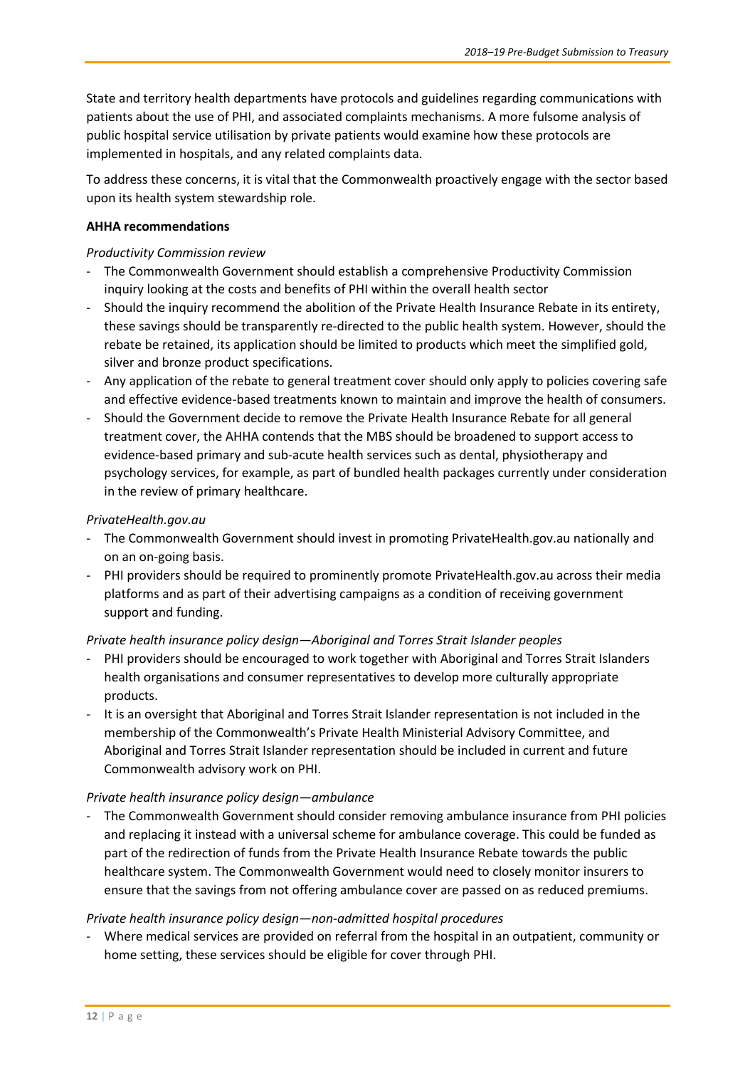State and territory health departments have protocols and guidelines regarding communications with patients about the use of PHI, and associated complaints mechanisms. A more fulsome analysis of public hospital service utilisation by private patients would examine how these protocols are implemented in hospitals, and any related complaints data.

To address these concerns, it is vital that the Commonwealth proactively engage with the sector based upon its health system stewardship role.

**AHHA recommendations**

*Productivity Commission review*

- The Commonwealth Government should establish a comprehensive Productivity Commission inquiry looking at the costs and benefits of PHI within the overall health sector
- Should the inquiry recommend the abolition of the Private Health Insurance Rebate in its entirety, these savings should be transparently re-directed to the public health system. However, should the rebate be retained, its application should be limited to products which meet the simplified gold, silver and bronze product specifications.
- Any application of the rebate to general treatment cover should only apply to policies covering safe and effective evidence-based treatments known to maintain and improve the health of consumers.
- Should the Government decide to remove the Private Health Insurance Rebate for all general treatment cover, the AHHA contends that the MBS should be broadened to support access to evidence-based primary and sub-acute health services such as dental, physiotherapy and psychology services, for example, as part of bundled health packages currently under consideration in the review of primary healthcare.

*PrivateHealth.gov.au*

- The Commonwealth Government should invest in promoting PrivateHealth.gov.au nationally and on an on-going basis.
- PHI providers should be required to prominently promote PrivateHealth.gov.au across their media platforms and as part of their advertising campaigns as a condition of receiving government support and funding.

*Private health insurance policy design—Aboriginal and Torres Strait Islander peoples*

- PHI providers should be encouraged to work together with Aboriginal and Torres Strait Islanders health organisations and consumer representatives to develop more culturally appropriate products.
- It is an oversight that Aboriginal and Torres Strait Islander representation is not included in the membership of the Commonwealth's Private Health Ministerial Advisory Committee, and Aboriginal and Torres Strait Islander representation should be included in current and future Commonwealth advisory work on PHI.

*Private health insurance policy design—ambulance*

- The Commonwealth Government should consider removing ambulance insurance from PHI policies and replacing it instead with a universal scheme for ambulance coverage. This could be funded as part of the redirection of funds from the Private Health Insurance Rebate towards the public healthcare system. The Commonwealth Government would need to closely monitor insurers to ensure that the savings from not offering ambulance cover are passed on as reduced premiums.

*Private health insurance policy design—non-admitted hospital procedures*

- Where medical services are provided on referral from the hospital in an outpatient, community or home setting, these services should be eligible for cover through PHI.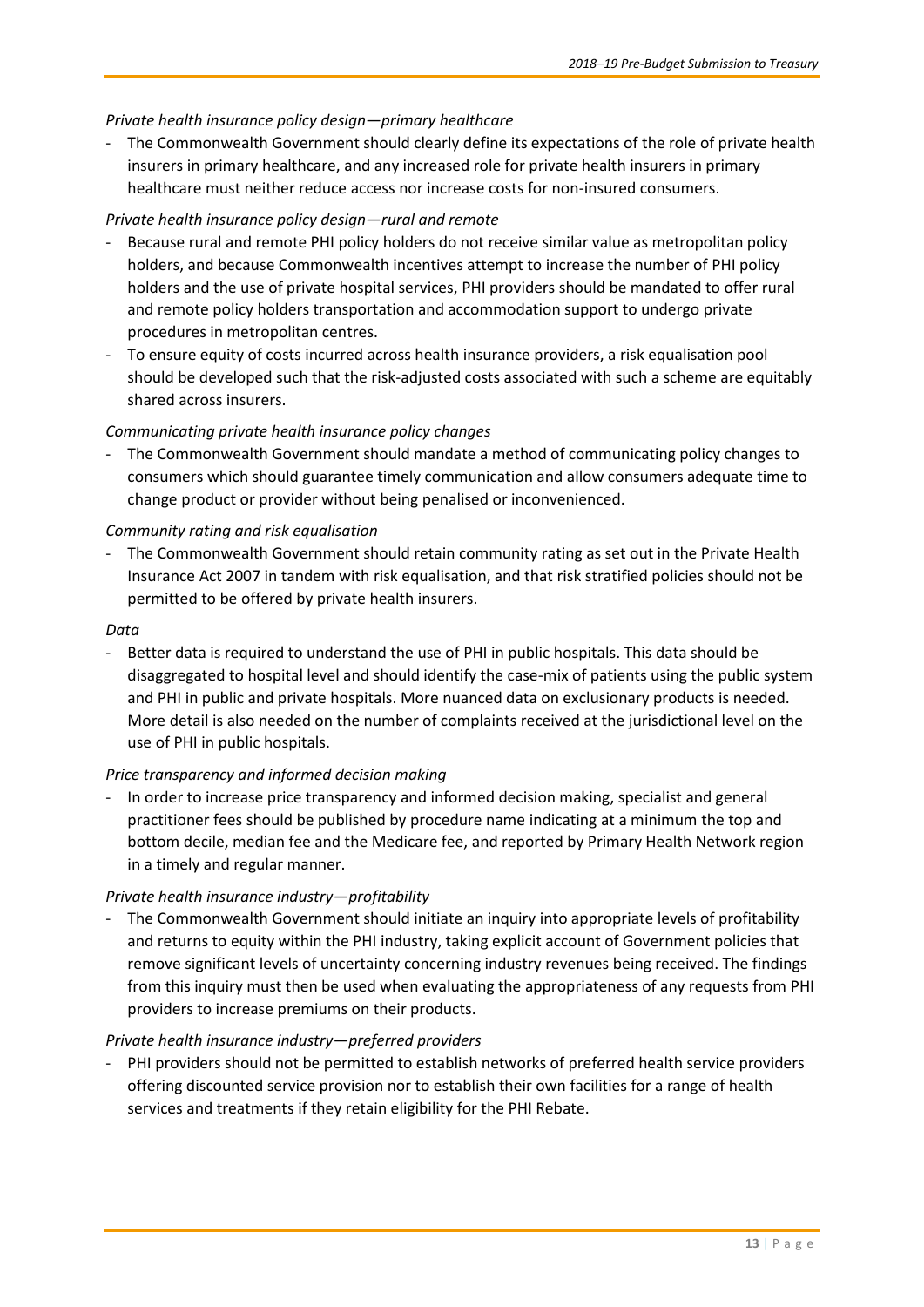*Private health insurance policy design—primary healthcare*

- The Commonwealth Government should clearly define its expectations of the role of private health insurers in primary healthcare, and any increased role for private health insurers in primary healthcare must neither reduce access nor increase costs for non-insured consumers.

*Private health insurance policy design—rural and remote*

- Because rural and remote PHI policy holders do not receive similar value as metropolitan policy holders, and because Commonwealth incentives attempt to increase the number of PHI policy holders and the use of private hospital services, PHI providers should be mandated to offer rural and remote policy holders transportation and accommodation support to undergo private procedures in metropolitan centres.
- To ensure equity of costs incurred across health insurance providers, a risk equalisation pool should be developed such that the risk-adjusted costs associated with such a scheme are equitably shared across insurers.

*Communicating private health insurance policy changes*

- The Commonwealth Government should mandate a method of communicating policy changes to consumers which should guarantee timely communication and allow consumers adequate time to change product or provider without being penalised or inconvenienced.

*Community rating and risk equalisation*

- The Commonwealth Government should retain community rating as set out in the Private Health Insurance Act 2007 in tandem with risk equalisation, and that risk stratified policies should not be permitted to be offered by private health insurers.

*Data*

- Better data is required to understand the use of PHI in public hospitals. This data should be disaggregated to hospital level and should identify the case-mix of patients using the public system and PHI in public and private hospitals. More nuanced data on exclusionary products is needed. More detail is also needed on the number of complaints received at the jurisdictional level on the use of PHI in public hospitals.

*Price transparency and informed decision making*

- In order to increase price transparency and informed decision making, specialist and general practitioner fees should be published by procedure name indicating at a minimum the top and bottom decile, median fee and the Medicare fee, and reported by Primary Health Network region in a timely and regular manner.

*Private health insurance industry—profitability*

- The Commonwealth Government should initiate an inquiry into appropriate levels of profitability and returns to equity within the PHI industry, taking explicit account of Government policies that remove significant levels of uncertainty concerning industry revenues being received. The findings from this inquiry must then be used when evaluating the appropriateness of any requests from PHI providers to increase premiums on their products.

*Private health insurance industry—preferred providers*

- PHI providers should not be permitted to establish networks of preferred health service providers offering discounted service provision nor to establish their own facilities for a range of health services and treatments if they retain eligibility for the PHI Rebate.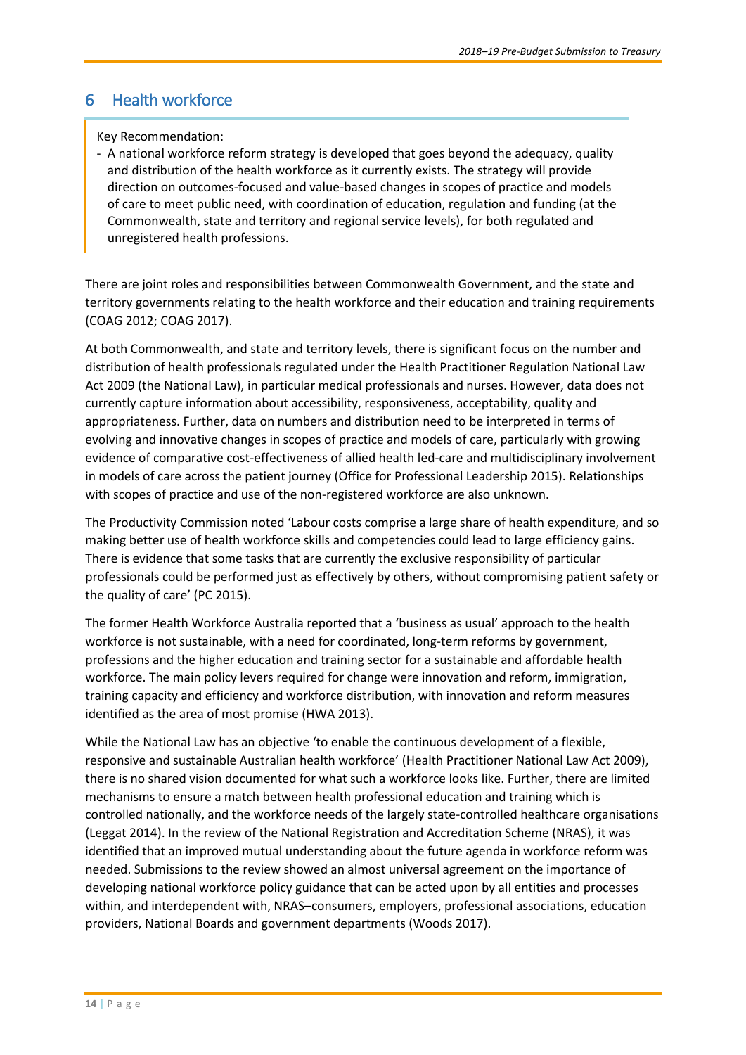## 6 Health workforce

Key Recommendation:

- A national workforce reform strategy is developed that goes beyond the adequacy, quality and distribution of the health workforce as it currently exists. The strategy will provide direction on outcomes-focused and value-based changes in scopes of practice and models of care to meet public need, with coordination of education, regulation and funding (at the Commonwealth, state and territory and regional service levels), for both regulated and unregistered health professions.

There are joint roles and responsibilities between Commonwealth Government, and the state and territory governments relating to the health workforce and their education and training requirements (COAG 2012; COAG 2017).

At both Commonwealth, and state and territory levels, there is significant focus on the number and distribution of health professionals regulated under the Health Practitioner Regulation National Law Act 2009 (the National Law), in particular medical professionals and nurses. However, data does not currently capture information about accessibility, responsiveness, acceptability, quality and appropriateness. Further, data on numbers and distribution need to be interpreted in terms of evolving and innovative changes in scopes of practice and models of care, particularly with growing evidence of comparative cost-effectiveness of allied health led-care and multidisciplinary involvement in models of care across the patient journey (Office for Professional Leadership 2015). Relationships with scopes of practice and use of the non-registered workforce are also unknown.

The Productivity Commission noted 'Labour costs comprise a large share of health expenditure, and so making better use of health workforce skills and competencies could lead to large efficiency gains. There is evidence that some tasks that are currently the exclusive responsibility of particular professionals could be performed just as effectively by others, without compromising patient safety or the quality of care' (PC 2015).

The former Health Workforce Australia reported that a 'business as usual' approach to the health workforce is not sustainable, with a need for coordinated, long-term reforms by government, professions and the higher education and training sector for a sustainable and affordable health workforce. The main policy levers required for change were innovation and reform, immigration, training capacity and efficiency and workforce distribution, with innovation and reform measures identified as the area of most promise (HWA 2013).

While the National Law has an objective 'to enable the continuous development of a flexible, responsive and sustainable Australian health workforce' (Health Practitioner National Law Act 2009), there is no shared vision documented for what such a workforce looks like. Further, there are limited mechanisms to ensure a match between health professional education and training which is controlled nationally, and the workforce needs of the largely state-controlled healthcare organisations (Leggat 2014). In the review of the National Registration and Accreditation Scheme (NRAS), it was identified that an improved mutual understanding about the future agenda in workforce reform was needed. Submissions to the review showed an almost universal agreement on the importance of developing national workforce policy guidance that can be acted upon by all entities and processes within, and interdependent with, NRAS–consumers, employers, professional associations, education providers, National Boards and government departments (Woods 2017).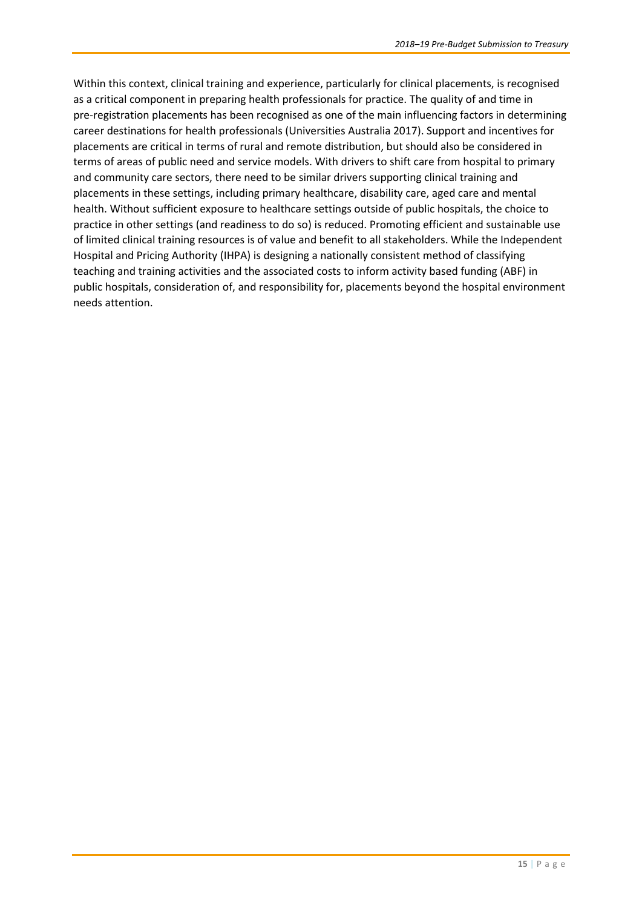Within this context, clinical training and experience, particularly for clinical placements, is recognised as a critical component in preparing health professionals for practice. The quality of and time in pre-registration placements has been recognised as one of the main influencing factors in determining career destinations for health professionals (Universities Australia 2017). Support and incentives for placements are critical in terms of rural and remote distribution, but should also be considered in terms of areas of public need and service models. With drivers to shift care from hospital to primary and community care sectors, there need to be similar drivers supporting clinical training and placements in these settings, including primary healthcare, disability care, aged care and mental health. Without sufficient exposure to healthcare settings outside of public hospitals, the choice to practice in other settings (and readiness to do so) is reduced. Promoting efficient and sustainable use of limited clinical training resources is of value and benefit to all stakeholders. While the Independent Hospital and Pricing Authority (IHPA) is designing a nationally consistent method of classifying teaching and training activities and the associated costs to inform activity based funding (ABF) in public hospitals, consideration of, and responsibility for, placements beyond the hospital environment needs attention.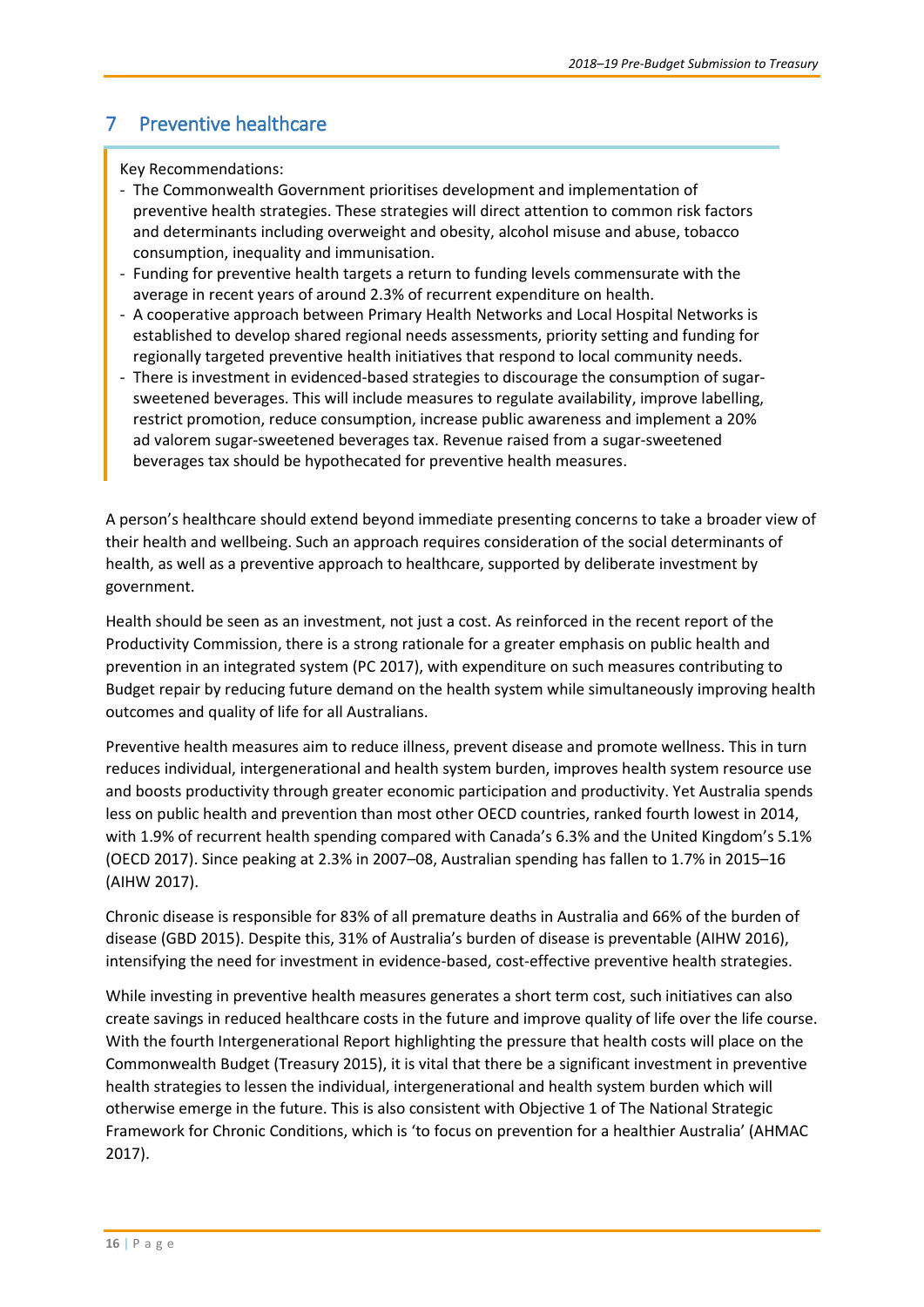# 7 Preventive healthcare

Key Recommendations:

- The Commonwealth Government prioritises development and implementation of preventive health strategies. These strategies will direct attention to common risk factors and determinants including overweight and obesity, alcohol misuse and abuse, tobacco consumption, inequality and immunisation.
- Funding for preventive health targets a return to funding levels commensurate with the average in recent years of around 2.3% of recurrent expenditure on health.
- A cooperative approach between Primary Health Networks and Local Hospital Networks is established to develop shared regional needs assessments, priority setting and funding for regionally targeted preventive health initiatives that respond to local community needs.
- There is investment in evidenced-based strategies to discourage the consumption of sugar-sweetened beverages. This will include measures to regulate availability, improve labelling, restrict promotion, reduce consumption, increase public awareness and implement a 20% ad valorem sugar-sweetened beverages tax. Revenue raised from a sugar-sweetened beverages tax should be hypothecated for preventive health measures.

A person's healthcare should extend beyond immediate presenting concerns to take a broader view of their health and wellbeing. Such an approach requires consideration of the social determinants of health, as well as a preventive approach to healthcare, supported by deliberate investment by government.

Health should be seen as an investment, not just a cost. As reinforced in the recent report of the Productivity Commission, there is a strong rationale for a greater emphasis on public health and prevention in an integrated system (PC 2017), with expenditure on such measures contributing to Budget repair by reducing future demand on the health system while simultaneously improving health outcomes and quality of life for all Australians.

Preventive health measures aim to reduce illness, prevent disease and promote wellness. This in turn reduces individual, intergenerational and health system burden, improves health system resource use and boosts productivity through greater economic participation and productivity. Yet Australia spends less on public health and prevention than most other OECD countries, ranked fourth lowest in 2014, with 1.9% of recurrent health spending compared with Canada's 6.3% and the United Kingdom's 5.1% (OECD 2017). Since peaking at 2.3% in 2007–08, Australian spending has fallen to 1.7% in 2015–16 (AIHW 2017).

Chronic disease is responsible for 83% of all premature deaths in Australia and 66% of the burden of disease (GBD 2015). Despite this, 31% of Australia's burden of disease is preventable (AIHW 2016), intensifying the need for investment in evidence-based, cost-effective preventive health strategies.

While investing in preventive health measures generates a short term cost, such initiatives can also create savings in reduced healthcare costs in the future and improve quality of life over the life course. With the fourth Intergenerational Report highlighting the pressure that health costs will place on the Commonwealth Budget (Treasury 2015), it is vital that there be a significant investment in preventive health strategies to lessen the individual, intergenerational and health system burden which will otherwise emerge in the future. This is also consistent with Objective 1 of The National Strategic Framework for Chronic Conditions, which is 'to focus on prevention for a healthier Australia' (AHMAC 2017).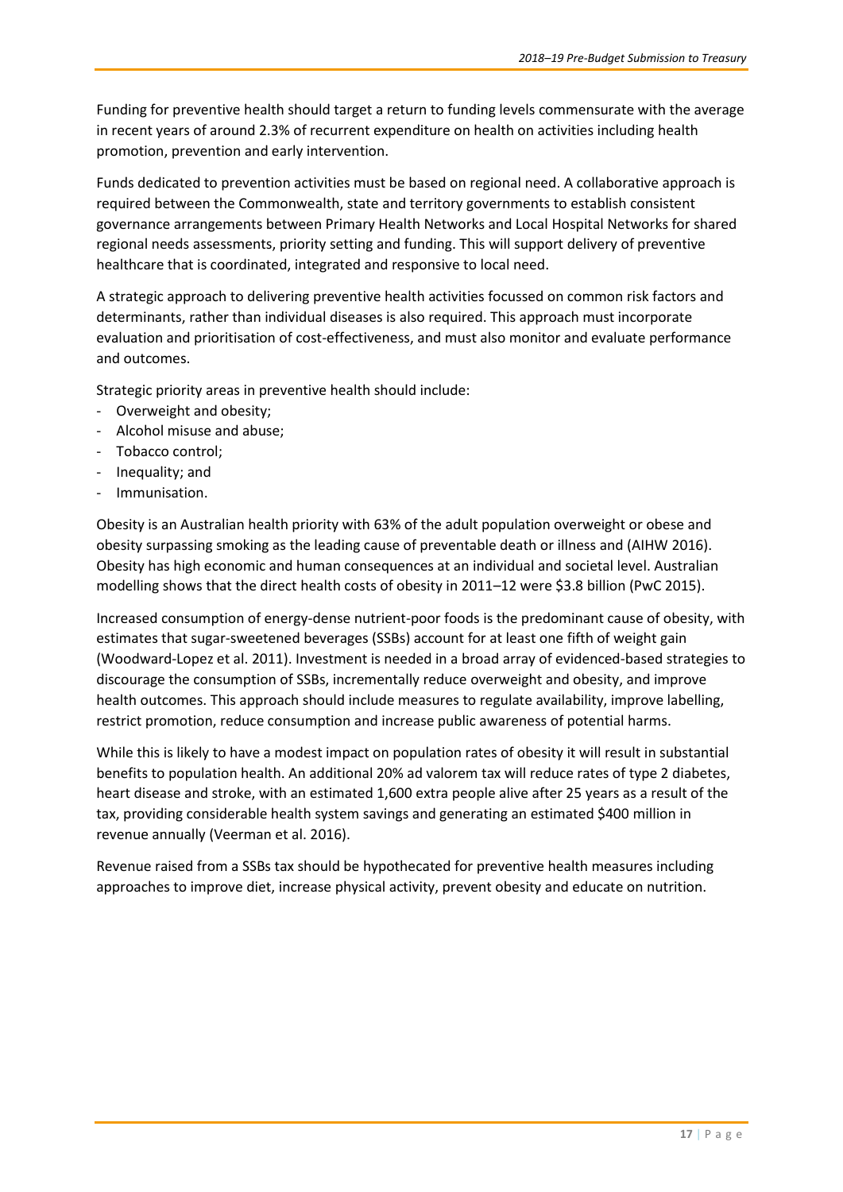Funding for preventive health should target a return to funding levels commensurate with the average in recent years of around 2.3% of recurrent expenditure on health on activities including health promotion, prevention and early intervention.

Funds dedicated to prevention activities must be based on regional need. A collaborative approach is required between the Commonwealth, state and territory governments to establish consistent governance arrangements between Primary Health Networks and Local Hospital Networks for shared regional needs assessments, priority setting and funding. This will support delivery of preventive healthcare that is coordinated, integrated and responsive to local need.

A strategic approach to delivering preventive health activities focussed on common risk factors and determinants, rather than individual diseases is also required. This approach must incorporate evaluation and prioritisation of cost-effectiveness, and must also monitor and evaluate performance and outcomes.

Strategic priority areas in preventive health should include:

- Overweight and obesity;
- Alcohol misuse and abuse;
- Tobacco control;
- Inequality; and
- Immunisation.

Obesity is an Australian health priority with 63% of the adult population overweight or obese and obesity surpassing smoking as the leading cause of preventable death or illness and (AIHW 2016). Obesity has high economic and human consequences at an individual and societal level. Australian modelling shows that the direct health costs of obesity in 2011–12 were $3.8 billion (PwC 2015).

Increased consumption of energy-dense nutrient-poor foods is the predominant cause of obesity, with estimates that sugar-sweetened beverages (SSBs) account for at least one fifth of weight gain (Woodward-Lopez et al. 2011). Investment is needed in a broad array of evidenced-based strategies to discourage the consumption of SSBs, incrementally reduce overweight and obesity, and improve health outcomes. This approach should include measures to regulate availability, improve labelling, restrict promotion, reduce consumption and increase public awareness of potential harms.

While this is likely to have a modest impact on population rates of obesity it will result in substantial benefits to population health. An additional 20% ad valorem tax will reduce rates of type 2 diabetes, heart disease and stroke, with an estimated 1,600 extra people alive after 25 years as a result of the tax, providing considerable health system savings and generating an estimated $400 million in revenue annually (Veerman et al. 2016).

Revenue raised from a SSBs tax should be hypothecated for preventive health measures including approaches to improve diet, increase physical activity, prevent obesity and educate on nutrition.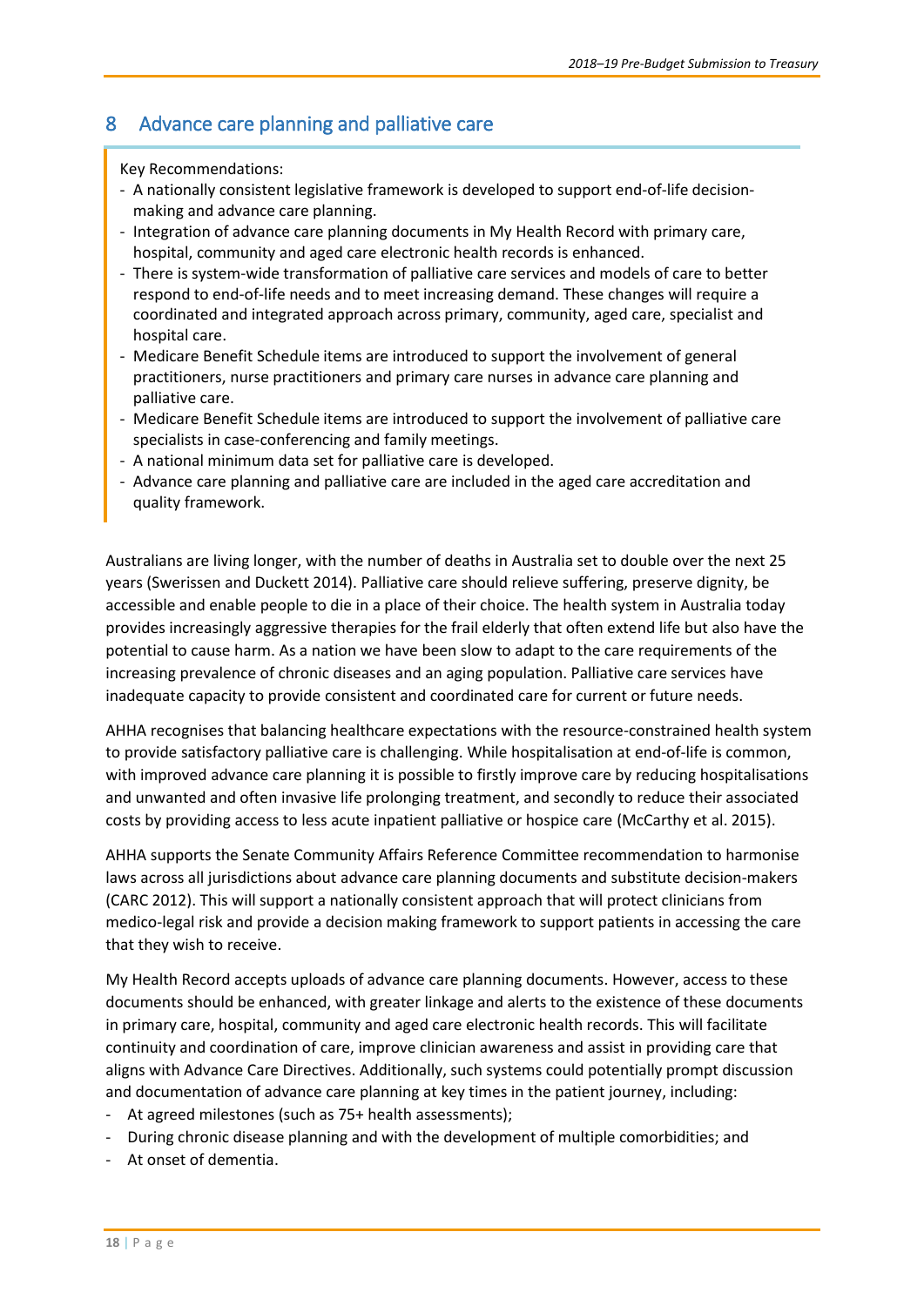## 8 Advance care planning and palliative care

Key Recommendations:

- A nationally consistent legislative framework is developed to support end-of-life decision-making and advance care planning.
- Integration of advance care planning documents in My Health Record with primary care, hospital, community and aged care electronic health records is enhanced.
- There is system-wide transformation of palliative care services and models of care to better respond to end-of-life needs and to meet increasing demand. These changes will require a coordinated and integrated approach across primary, community, aged care, specialist and hospital care.
- Medicare Benefit Schedule items are introduced to support the involvement of general practitioners, nurse practitioners and primary care nurses in advance care planning and palliative care.
- Medicare Benefit Schedule items are introduced to support the involvement of palliative care specialists in case-conferencing and family meetings.
- A national minimum data set for palliative care is developed.
- Advance care planning and palliative care are included in the aged care accreditation and quality framework.

Australians are living longer, with the number of deaths in Australia set to double over the next 25 years (Swerissen and Duckett 2014). Palliative care should relieve suffering, preserve dignity, be accessible and enable people to die in a place of their choice. The health system in Australia today provides increasingly aggressive therapies for the frail elderly that often extend life but also have the potential to cause harm. As a nation we have been slow to adapt to the care requirements of the increasing prevalence of chronic diseases and an aging population. Palliative care services have inadequate capacity to provide consistent and coordinated care for current or future needs.

AHHA recognises that balancing healthcare expectations with the resource-constrained health system to provide satisfactory palliative care is challenging. While hospitalisation at end-of-life is common, with improved advance care planning it is possible to firstly improve care by reducing hospitalisations and unwanted and often invasive life prolonging treatment, and secondly to reduce their associated costs by providing access to less acute inpatient palliative or hospice care (McCarthy et al. 2015).

AHHA supports the Senate Community Affairs Reference Committee recommendation to harmonise laws across all jurisdictions about advance care planning documents and substitute decision-makers (CARC 2012). This will support a nationally consistent approach that will protect clinicians from medico-legal risk and provide a decision making framework to support patients in accessing the care that they wish to receive.

My Health Record accepts uploads of advance care planning documents. However, access to these documents should be enhanced, with greater linkage and alerts to the existence of these documents in primary care, hospital, community and aged care electronic health records. This will facilitate continuity and coordination of care, improve clinician awareness and assist in providing care that aligns with Advance Care Directives. Additionally, such systems could potentially prompt discussion and documentation of advance care planning at key times in the patient journey, including:

- At agreed milestones (such as 75+ health assessments);
- During chronic disease planning and with the development of multiple comorbidities; and
- At onset of dementia.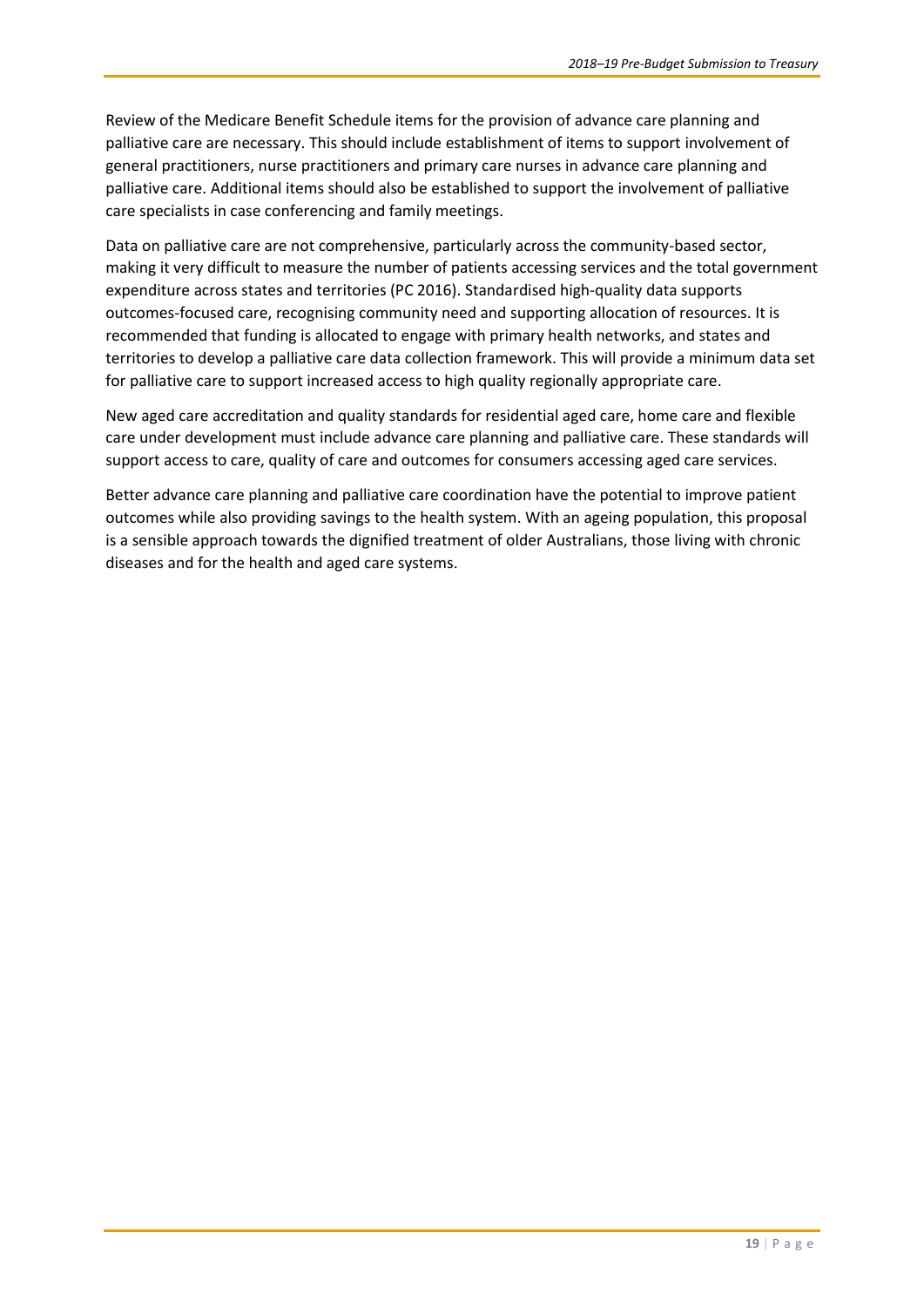Review of the Medicare Benefit Schedule items for the provision of advance care planning and palliative care are necessary. This should include establishment of items to support involvement of general practitioners, nurse practitioners and primary care nurses in advance care planning and palliative care. Additional items should also be established to support the involvement of palliative care specialists in case conferencing and family meetings.

Data on palliative care are not comprehensive, particularly across the community-based sector, making it very difficult to measure the number of patients accessing services and the total government expenditure across states and territories (PC 2016). Standardised high-quality data supports outcomes-focused care, recognising community need and supporting allocation of resources. It is recommended that funding is allocated to engage with primary health networks, and states and territories to develop a palliative care data collection framework. This will provide a minimum data set for palliative care to support increased access to high quality regionally appropriate care.

New aged care accreditation and quality standards for residential aged care, home care and flexible care under development must include advance care planning and palliative care. These standards will support access to care, quality of care and outcomes for consumers accessing aged care services.

Better advance care planning and palliative care coordination have the potential to improve patient outcomes while also providing savings to the health system. With an ageing population, this proposal is a sensible approach towards the dignified treatment of older Australians, those living with chronic diseases and for the health and aged care systems.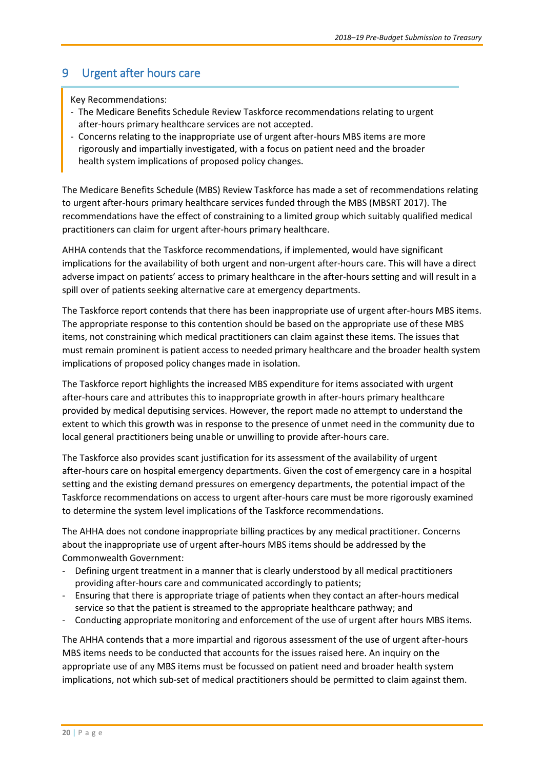## 9 Urgent after hours care

Key Recommendations:

- The Medicare Benefits Schedule Review Taskforce recommendations relating to urgent after-hours primary healthcare services are not accepted.
- Concerns relating to the inappropriate use of urgent after-hours MBS items are more rigorously and impartially investigated, with a focus on patient need and the broader health system implications of proposed policy changes.

The Medicare Benefits Schedule (MBS) Review Taskforce has made a set of recommendations relating to urgent after-hours primary healthcare services funded through the MBS (MBSRT 2017). The recommendations have the effect of constraining to a limited group which suitably qualified medical practitioners can claim for urgent after-hours primary healthcare.

AHHA contends that the Taskforce recommendations, if implemented, would have significant implications for the availability of both urgent and non-urgent after-hours care. This will have a direct adverse impact on patients' access to primary healthcare in the after-hours setting and will result in a spill over of patients seeking alternative care at emergency departments.

The Taskforce report contends that there has been inappropriate use of urgent after-hours MBS items. The appropriate response to this contention should be based on the appropriate use of these MBS items, not constraining which medical practitioners can claim against these items. The issues that must remain prominent is patient access to needed primary healthcare and the broader health system implications of proposed policy changes made in isolation.

The Taskforce report highlights the increased MBS expenditure for items associated with urgent after-hours care and attributes this to inappropriate growth in after-hours primary healthcare provided by medical deputising services. However, the report made no attempt to understand the extent to which this growth was in response to the presence of unmet need in the community due to local general practitioners being unable or unwilling to provide after-hours care.

The Taskforce also provides scant justification for its assessment of the availability of urgent after-hours care on hospital emergency departments. Given the cost of emergency care in a hospital setting and the existing demand pressures on emergency departments, the potential impact of the Taskforce recommendations on access to urgent after-hours care must be more rigorously examined to determine the system level implications of the Taskforce recommendations.

The AHHA does not condone inappropriate billing practices by any medical practitioner. Concerns about the inappropriate use of urgent after-hours MBS items should be addressed by the Commonwealth Government:

- Defining urgent treatment in a manner that is clearly understood by all medical practitioners providing after-hours care and communicated accordingly to patients;
- Ensuring that there is appropriate triage of patients when they contact an after-hours medical service so that the patient is streamed to the appropriate healthcare pathway; and
- Conducting appropriate monitoring and enforcement of the use of urgent after hours MBS items.

The AHHA contends that a more impartial and rigorous assessment of the use of urgent after-hours MBS items needs to be conducted that accounts for the issues raised here. An inquiry on the appropriate use of any MBS items must be focussed on patient need and broader health system implications, not which sub-set of medical practitioners should be permitted to claim against them.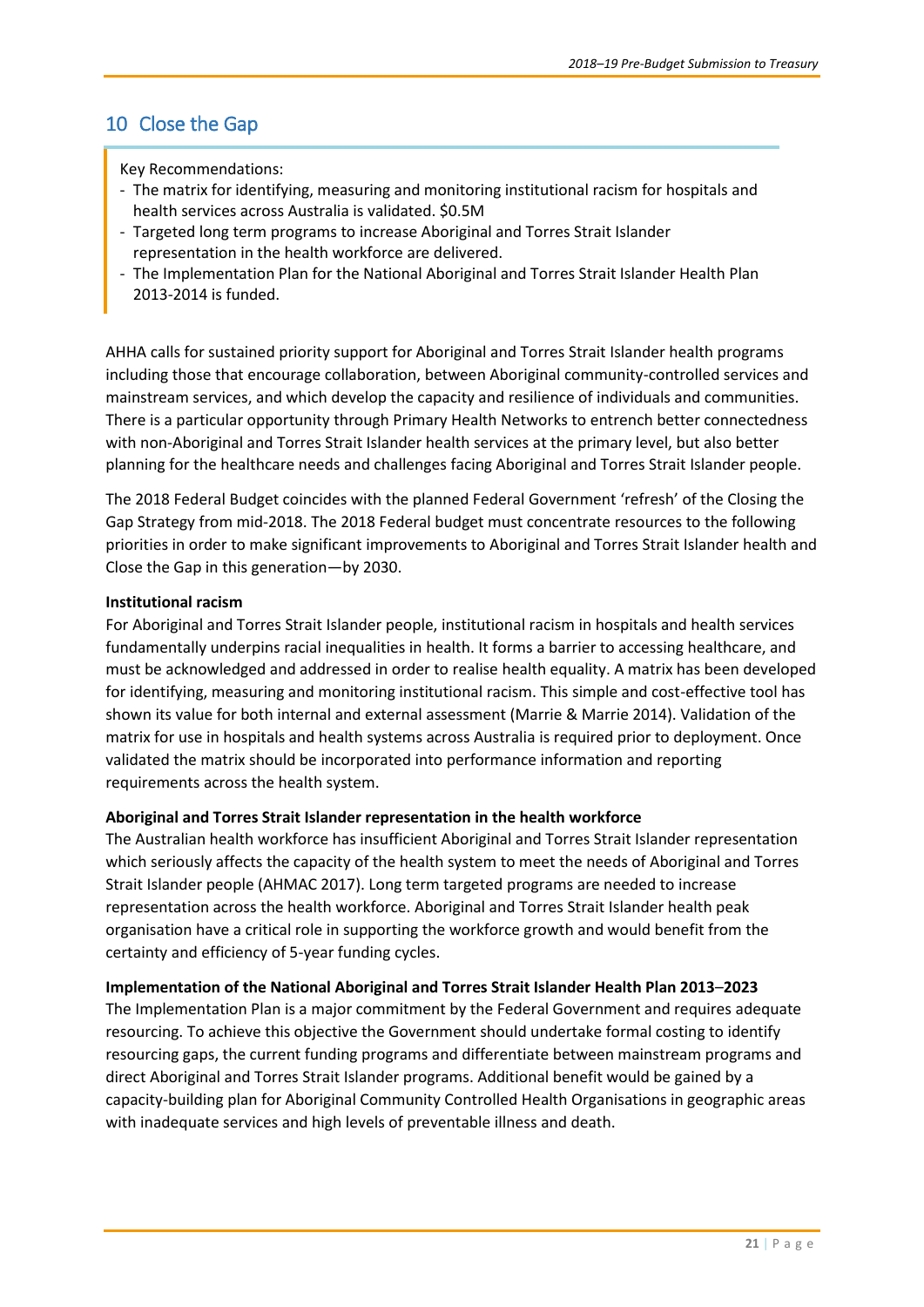## 10 Close the Gap

Key Recommendations:

- The matrix for identifying, measuring and monitoring institutional racism for hospitals and health services across Australia is validated. $0.5M
- Targeted long term programs to increase Aboriginal and Torres Strait Islander representation in the health workforce are delivered.
- The Implementation Plan for the National Aboriginal and Torres Strait Islander Health Plan 2013-2014 is funded.

AHHA calls for sustained priority support for Aboriginal and Torres Strait Islander health programs including those that encourage collaboration, between Aboriginal community-controlled services and mainstream services, and which develop the capacity and resilience of individuals and communities. There is a particular opportunity through Primary Health Networks to entrench better connectedness with non-Aboriginal and Torres Strait Islander health services at the primary level, but also better planning for the healthcare needs and challenges facing Aboriginal and Torres Strait Islander people.

The 2018 Federal Budget coincides with the planned Federal Government 'refresh' of the Closing the Gap Strategy from mid-2018. The 2018 Federal budget must concentrate resources to the following priorities in order to make significant improvements to Aboriginal and Torres Strait Islander health and Close the Gap in this generation—by 2030.

**Institutional racism**

For Aboriginal and Torres Strait Islander people, institutional racism in hospitals and health services fundamentally underpins racial inequalities in health. It forms a barrier to accessing healthcare, and must be acknowledged and addressed in order to realise health equality. A matrix has been developed for identifying, measuring and monitoring institutional racism. This simple and cost-effective tool has shown its value for both internal and external assessment (Marrie & Marrie 2014). Validation of the matrix for use in hospitals and health systems across Australia is required prior to deployment. Once validated the matrix should be incorporated into performance information and reporting requirements across the health system.

**Aboriginal and Torres Strait Islander representation in the health workforce**

The Australian health workforce has insufficient Aboriginal and Torres Strait Islander representation which seriously affects the capacity of the health system to meet the needs of Aboriginal and Torres Strait Islander people (AHMAC 2017). Long term targeted programs are needed to increase representation across the health workforce. Aboriginal and Torres Strait Islander health peak organisation have a critical role in supporting the workforce growth and would benefit from the certainty and efficiency of 5-year funding cycles.

**Implementation of the National Aboriginal and Torres Strait Islander Health Plan 2013–2023**

The Implementation Plan is a major commitment by the Federal Government and requires adequate resourcing. To achieve this objective the Government should undertake formal costing to identify resourcing gaps, the current funding programs and differentiate between mainstream programs and direct Aboriginal and Torres Strait Islander programs. Additional benefit would be gained by a capacity-building plan for Aboriginal Community Controlled Health Organisations in geographic areas with inadequate services and high levels of preventable illness and death.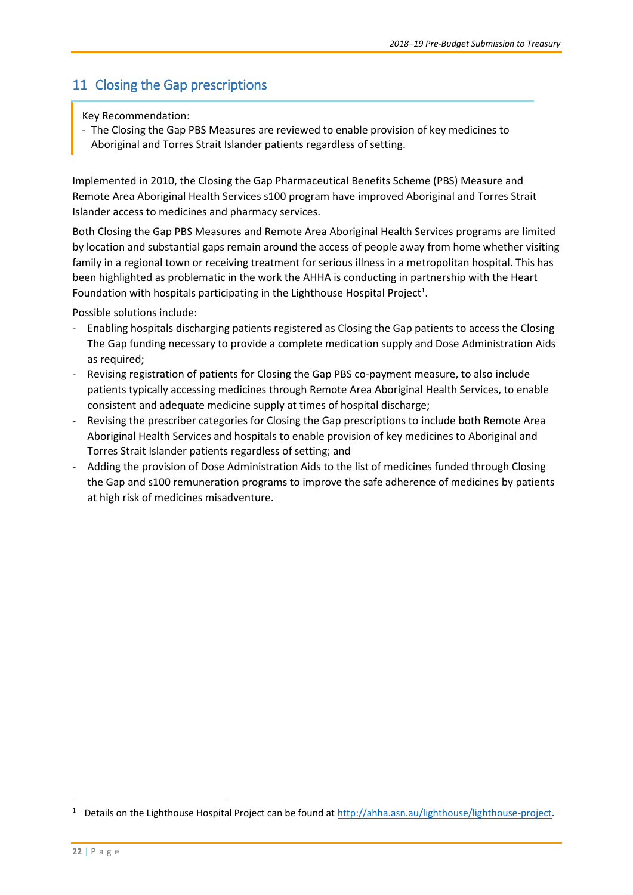## 11 Closing the Gap prescriptions

> Key Recommendation:
> - The Closing the Gap PBS Measures are reviewed to enable provision of key medicines to Aboriginal and Torres Strait Islander patients regardless of setting.

Implemented in 2010, the Closing the Gap Pharmaceutical Benefits Scheme (PBS) Measure and Remote Area Aboriginal Health Services s100 program have improved Aboriginal and Torres Strait Islander access to medicines and pharmacy services.

Both Closing the Gap PBS Measures and Remote Area Aboriginal Health Services programs are limited by location and substantial gaps remain around the access of people away from home whether visiting family in a regional town or receiving treatment for serious illness in a metropolitan hospital. This has been highlighted as problematic in the work the AHHA is conducting in partnership with the Heart Foundation with hospitals participating in the Lighthouse Hospital Project[1].

Possible solutions include:

- Enabling hospitals discharging patients registered as Closing the Gap patients to access the Closing The Gap funding necessary to provide a complete medication supply and Dose Administration Aids as required;
- Revising registration of patients for Closing the Gap PBS co-payment measure, to also include patients typically accessing medicines through Remote Area Aboriginal Health Services, to enable consistent and adequate medicine supply at times of hospital discharge;
- Revising the prescriber categories for Closing the Gap prescriptions to include both Remote Area Aboriginal Health Services and hospitals to enable provision of key medicines to Aboriginal and Torres Strait Islander patients regardless of setting; and
- Adding the provision of Dose Administration Aids to the list of medicines funded through Closing the Gap and s100 remuneration programs to improve the safe adherence of medicines by patients at high risk of medicines misadventure.

---

[1] Details on the Lighthouse Hospital Project can be found at http://ahha.asn.au/lighthouse/lighthouse-project.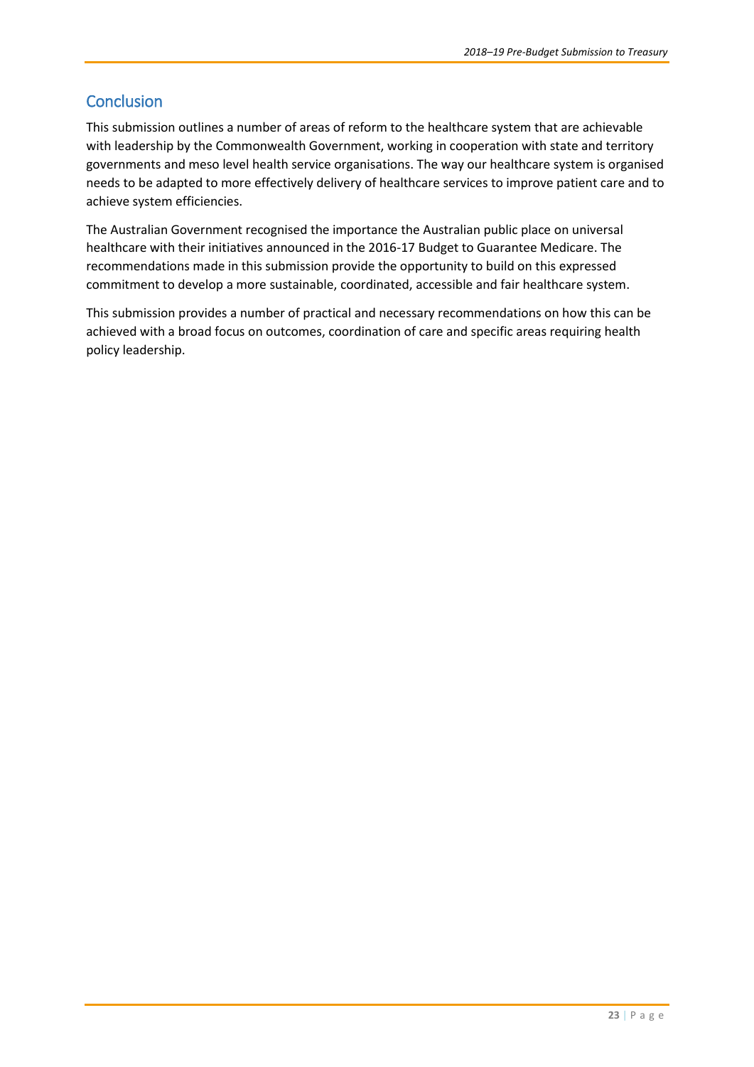## Conclusion

This submission outlines a number of areas of reform to the healthcare system that are achievable with leadership by the Commonwealth Government, working in cooperation with state and territory governments and meso level health service organisations. The way our healthcare system is organised needs to be adapted to more effectively delivery of healthcare services to improve patient care and to achieve system efficiencies.

The Australian Government recognised the importance the Australian public place on universal healthcare with their initiatives announced in the 2016-17 Budget to Guarantee Medicare. The recommendations made in this submission provide the opportunity to build on this expressed commitment to develop a more sustainable, coordinated, accessible and fair healthcare system.

This submission provides a number of practical and necessary recommendations on how this can be achieved with a broad focus on outcomes, coordination of care and specific areas requiring health policy leadership.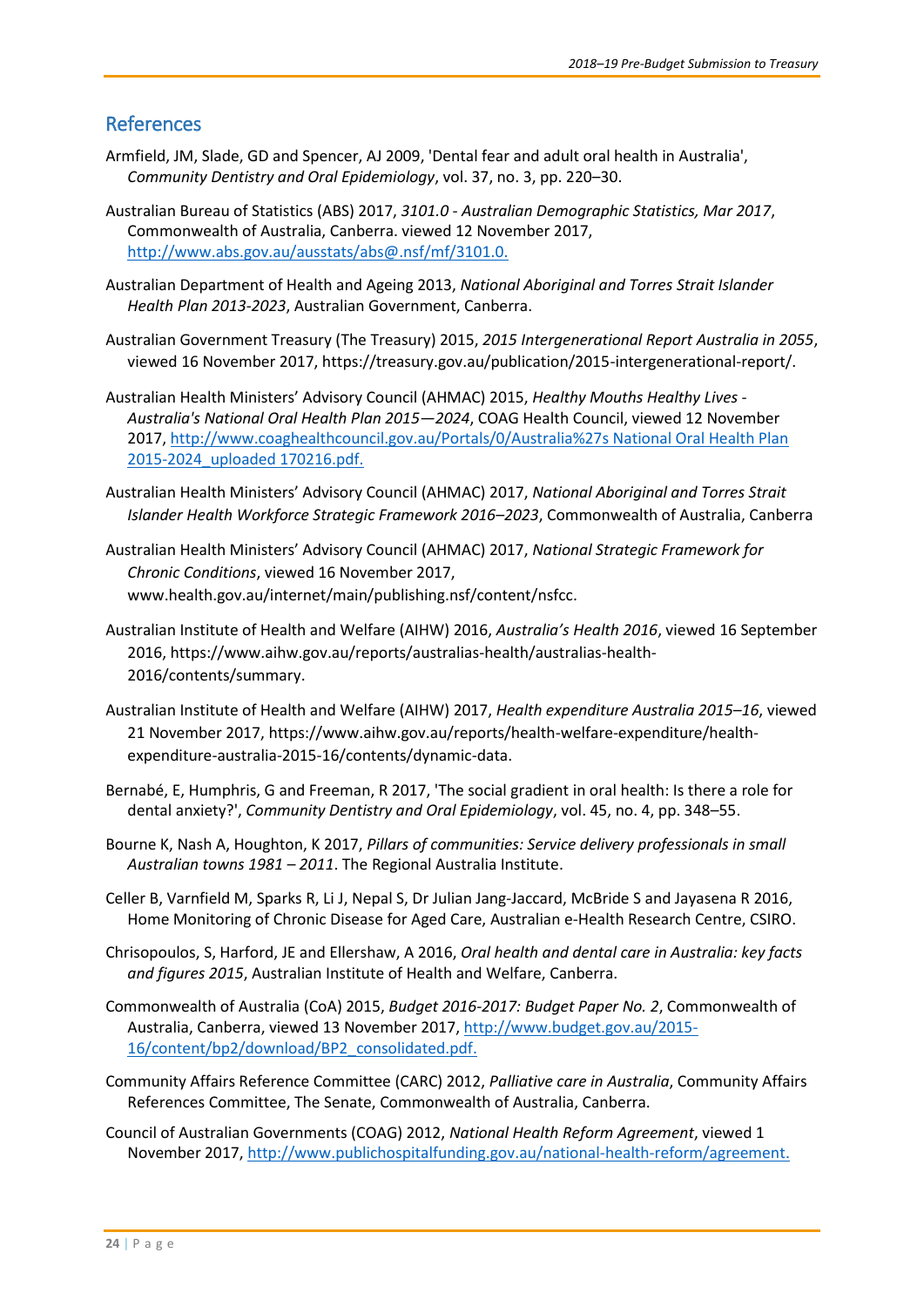## References

Armfield, JM, Slade, GD and Spencer, AJ 2009, 'Dental fear and adult oral health in Australia', *Community Dentistry and Oral Epidemiology*, vol. 37, no. 3, pp. 220–30.

Australian Bureau of Statistics (ABS) 2017, *3101.0 - Australian Demographic Statistics, Mar 2017*, Commonwealth of Australia, Canberra. viewed 12 November 2017, http://www.abs.gov.au/ausstats/abs@.nsf/mf/3101.0.

Australian Department of Health and Ageing 2013, *National Aboriginal and Torres Strait Islander Health Plan 2013-2023*, Australian Government, Canberra.

Australian Government Treasury (The Treasury) 2015, *2015 Intergenerational Report Australia in 2055*, viewed 16 November 2017, https://treasury.gov.au/publication/2015-intergenerational-report/.

Australian Health Ministers' Advisory Council (AHMAC) 2015, *Healthy Mouths Healthy Lives - Australia's National Oral Health Plan 2015—2024*, COAG Health Council, viewed 12 November 2017, http://www.coaghealthcouncil.gov.au/Portals/0/Australia%27s National Oral Health Plan 2015-2024_uploaded 170216.pdf.

Australian Health Ministers' Advisory Council (AHMAC) 2017, *National Aboriginal and Torres Strait Islander Health Workforce Strategic Framework 2016–2023*, Commonwealth of Australia, Canberra

Australian Health Ministers' Advisory Council (AHMAC) 2017, *National Strategic Framework for Chronic Conditions*, viewed 16 November 2017, www.health.gov.au/internet/main/publishing.nsf/content/nsfcc.

Australian Institute of Health and Welfare (AIHW) 2016, *Australia's Health 2016*, viewed 16 September 2016, https://www.aihw.gov.au/reports/australias-health/australias-health-2016/contents/summary.

Australian Institute of Health and Welfare (AIHW) 2017, *Health expenditure Australia 2015–16*, viewed 21 November 2017, https://www.aihw.gov.au/reports/health-welfare-expenditure/health-expenditure-australia-2015-16/contents/dynamic-data.

Bernabé, E, Humphris, G and Freeman, R 2017, 'The social gradient in oral health: Is there a role for dental anxiety?', *Community Dentistry and Oral Epidemiology*, vol. 45, no. 4, pp. 348–55.

Bourne K, Nash A, Houghton, K 2017, *Pillars of communities: Service delivery professionals in small Australian towns 1981 – 2011*. The Regional Australia Institute.

Celler B, Varnfield M, Sparks R, Li J, Nepal S, Dr Julian Jang-Jaccard, McBride S and Jayasena R 2016, Home Monitoring of Chronic Disease for Aged Care, Australian e-Health Research Centre, CSIRO.

Chrisopoulos, S, Harford, JE and Ellershaw, A 2016, *Oral health and dental care in Australia: key facts and figures 2015*, Australian Institute of Health and Welfare, Canberra.

Commonwealth of Australia (CoA) 2015, *Budget 2016-2017: Budget Paper No. 2*, Commonwealth of Australia, Canberra, viewed 13 November 2017, http://www.budget.gov.au/2015-16/content/bp2/download/BP2_consolidated.pdf.

Community Affairs Reference Committee (CARC) 2012, *Palliative care in Australia*, Community Affairs References Committee, The Senate, Commonwealth of Australia, Canberra.

Council of Australian Governments (COAG) 2012, *National Health Reform Agreement*, viewed 1 November 2017, http://www.publichospitalfunding.gov.au/national-health-reform/agreement.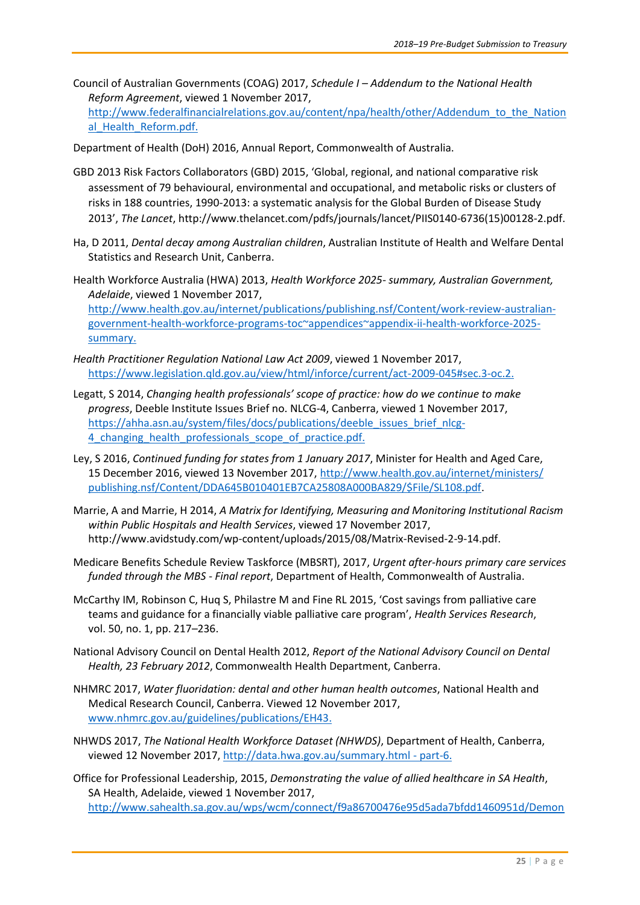Council of Australian Governments (COAG) 2017, *Schedule I – Addendum to the National Health Reform Agreement*, viewed 1 November 2017, http://www.federalfinancialrelations.gov.au/content/npa/health/other/Addendum_to_the_National_Health_Reform.pdf.

Department of Health (DoH) 2016, Annual Report, Commonwealth of Australia.

GBD 2013 Risk Factors Collaborators (GBD) 2015, 'Global, regional, and national comparative risk assessment of 79 behavioural, environmental and occupational, and metabolic risks or clusters of risks in 188 countries, 1990-2013: a systematic analysis for the Global Burden of Disease Study 2013', *The Lancet*, http://www.thelancet.com/pdfs/journals/lancet/PIIS0140-6736(15)00128-2.pdf.

Ha, D 2011, *Dental decay among Australian children*, Australian Institute of Health and Welfare Dental Statistics and Research Unit, Canberra.

Health Workforce Australia (HWA) 2013, *Health Workforce 2025- summary, Australian Government, Adelaide*, viewed 1 November 2017, http://www.health.gov.au/internet/publications/publishing.nsf/Content/work-review-australian-government-health-workforce-programs-toc~appendices~appendix-ii-health-workforce-2025-summary.

*Health Practitioner Regulation National Law Act 2009*, viewed 1 November 2017, https://www.legislation.qld.gov.au/view/html/inforce/current/act-2009-045#sec.3-oc.2.

Legatt, S 2014, *Changing health professionals' scope of practice: how do we continue to make progress*, Deeble Institute Issues Brief no. NLCG-4, Canberra, viewed 1 November 2017, https://ahha.asn.au/system/files/docs/publications/deeble_issues_brief_nlcg-4_changing_health_professionals_scope_of_practice.pdf.

Ley, S 2016, *Continued funding for states from 1 January 2017*, Minister for Health and Aged Care, 15 December 2016, viewed 13 November 2017, http://www.health.gov.au/internet/ministers/publishing.nsf/Content/DDA645B010401EB7CA25808A000BA829/$File/SL108.pdf.

Marrie, A and Marrie, H 2014, *A Matrix for Identifying, Measuring and Monitoring Institutional Racism within Public Hospitals and Health Services*, viewed 17 November 2017, http://www.avidstudy.com/wp-content/uploads/2015/08/Matrix-Revised-2-9-14.pdf.

Medicare Benefits Schedule Review Taskforce (MBSRT), 2017, *Urgent after-hours primary care services funded through the MBS - Final report*, Department of Health, Commonwealth of Australia.

McCarthy IM, Robinson C, Huq S, Philastre M and Fine RL 2015, 'Cost savings from palliative care teams and guidance for a financially viable palliative care program', *Health Services Research*, vol. 50, no. 1, pp. 217–236.

National Advisory Council on Dental Health 2012, *Report of the National Advisory Council on Dental Health, 23 February 2012*, Commonwealth Health Department, Canberra.

NHMRC 2017, *Water fluoridation: dental and other human health outcomes*, National Health and Medical Research Council, Canberra. Viewed 12 November 2017, www.nhmrc.gov.au/guidelines/publications/EH43.

NHWDS 2017, *The National Health Workforce Dataset (NHWDS)*, Department of Health, Canberra, viewed 12 November 2017, http://data.hwa.gov.au/summary.html - part-6.

Office for Professional Leadership, 2015, *Demonstrating the value of allied healthcare in SA Health*, SA Health, Adelaide, viewed 1 November 2017, http://www.sahealth.sa.gov.au/wps/wcm/connect/f9a86700476e95d5ada7bfdd1460951d/Demon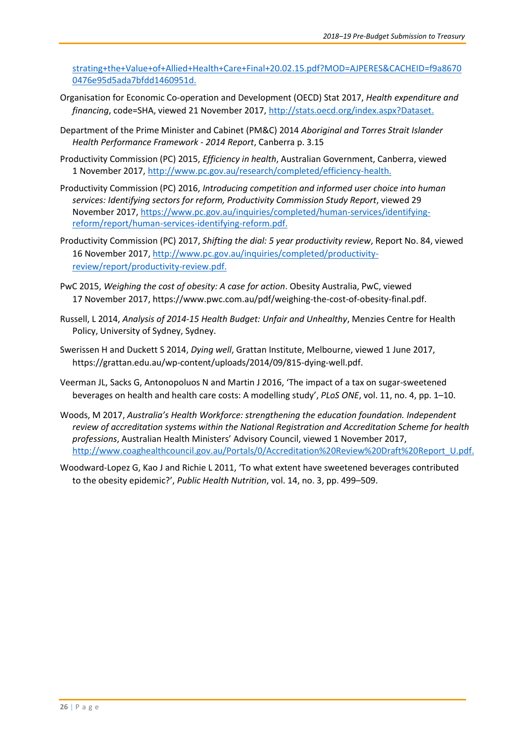strating+the+Value+of+Allied+Health+Care+Final+20.02.15.pdf?MOD=AJPERES&CACHEID=f9a8670 0476e95d5ada7bfdd1460951d.

Organisation for Economic Co-operation and Development (OECD) Stat 2017, *Health expenditure and financing*, code=SHA, viewed 21 November 2017, http://stats.oecd.org/index.aspx?Dataset.

Department of the Prime Minister and Cabinet (PM&C) 2014 *Aboriginal and Torres Strait Islander Health Performance Framework - 2014 Report*, Canberra p. 3.15

Productivity Commission (PC) 2015, *Efficiency in health*, Australian Government, Canberra, viewed 1 November 2017, http://www.pc.gov.au/research/completed/efficiency-health.

Productivity Commission (PC) 2016, *Introducing competition and informed user choice into human services: Identifying sectors for reform, Productivity Commission Study Report*, viewed 29 November 2017, https://www.pc.gov.au/inquiries/completed/human-services/identifying-reform/report/human-services-identifying-reform.pdf.

Productivity Commission (PC) 2017, *Shifting the dial: 5 year productivity review*, Report No. 84, viewed 16 November 2017, http://www.pc.gov.au/inquiries/completed/productivity-review/report/productivity-review.pdf.

PwC 2015, *Weighing the cost of obesity: A case for action*. Obesity Australia, PwC, viewed 17 November 2017, https://www.pwc.com.au/pdf/weighing-the-cost-of-obesity-final.pdf.

Russell, L 2014, *Analysis of 2014-15 Health Budget: Unfair and Unhealthy*, Menzies Centre for Health Policy, University of Sydney, Sydney.

Swerissen H and Duckett S 2014, *Dying well*, Grattan Institute, Melbourne, viewed 1 June 2017, https://grattan.edu.au/wp-content/uploads/2014/09/815-dying-well.pdf.

Veerman JL, Sacks G, Antonopoluos N and Martin J 2016, 'The impact of a tax on sugar-sweetened beverages on health and health care costs: A modelling study', *PLoS ONE*, vol. 11, no. 4, pp. 1–10.

Woods, M 2017, *Australia's Health Workforce: strengthening the education foundation. Independent review of accreditation systems within the National Registration and Accreditation Scheme for health professions*, Australian Health Ministers' Advisory Council, viewed 1 November 2017, http://www.coaghealthcouncil.gov.au/Portals/0/Accreditation%20Review%20Draft%20Report_U.pdf.

Woodward-Lopez G, Kao J and Richie L 2011, 'To what extent have sweetened beverages contributed to the obesity epidemic?', *Public Health Nutrition*, vol. 14, no. 3, pp. 499–509.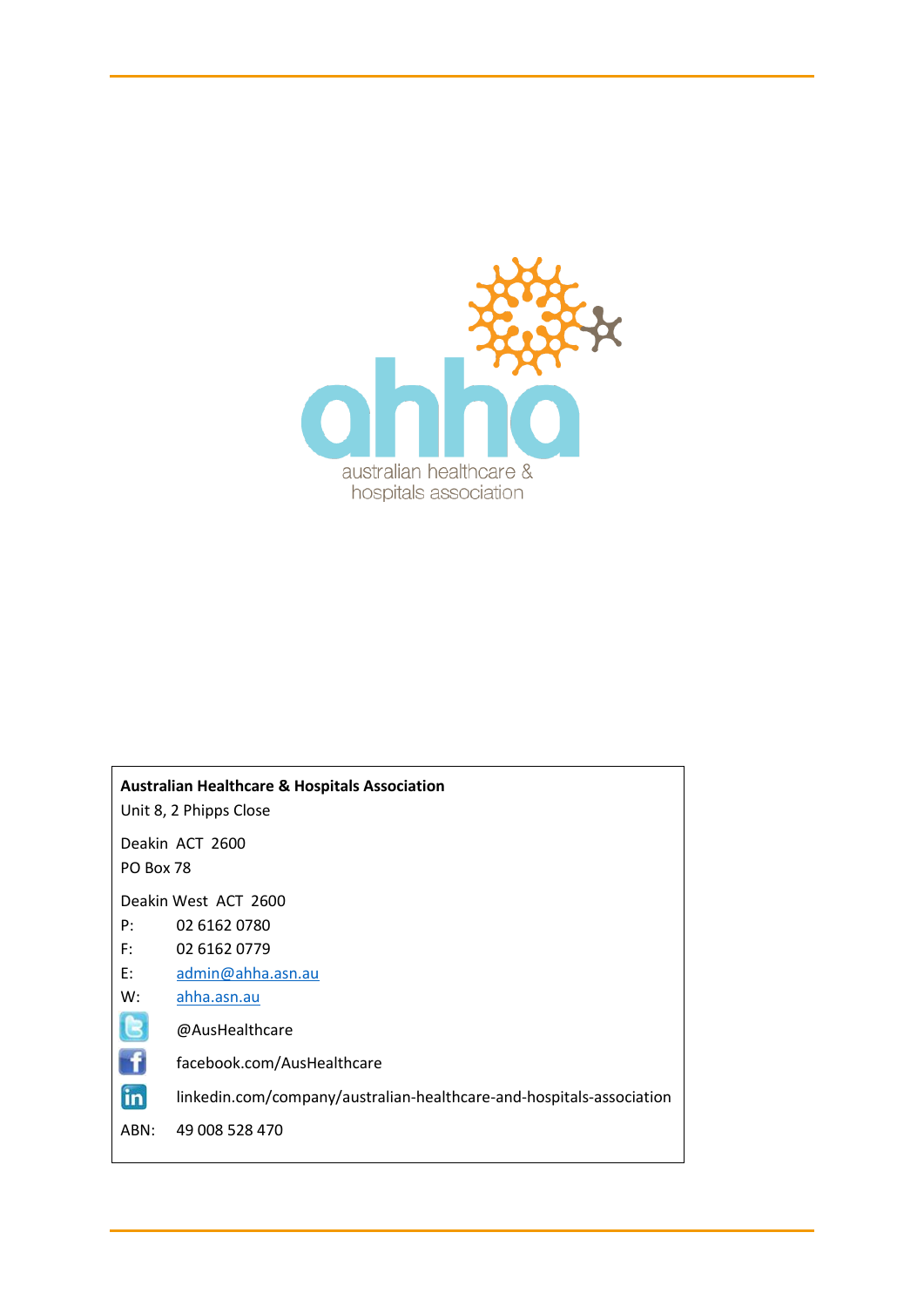australian healthcare & hospitals association

**Australian Healthcare & Hospitals Association**

Unit 8, 2 Phipps Close

Deakin ACT 2600

PO Box 78

Deakin West ACT 2600

P: 02 6162 0780

F: 02 6162 0779

E: admin@ahha.asn.au

W: ahha.asn.au

@AusHealthcare

facebook.com/AusHealthcare

linkedin.com/company/australian-healthcare-and-hospitals-association

ABN: 49 008 528 470